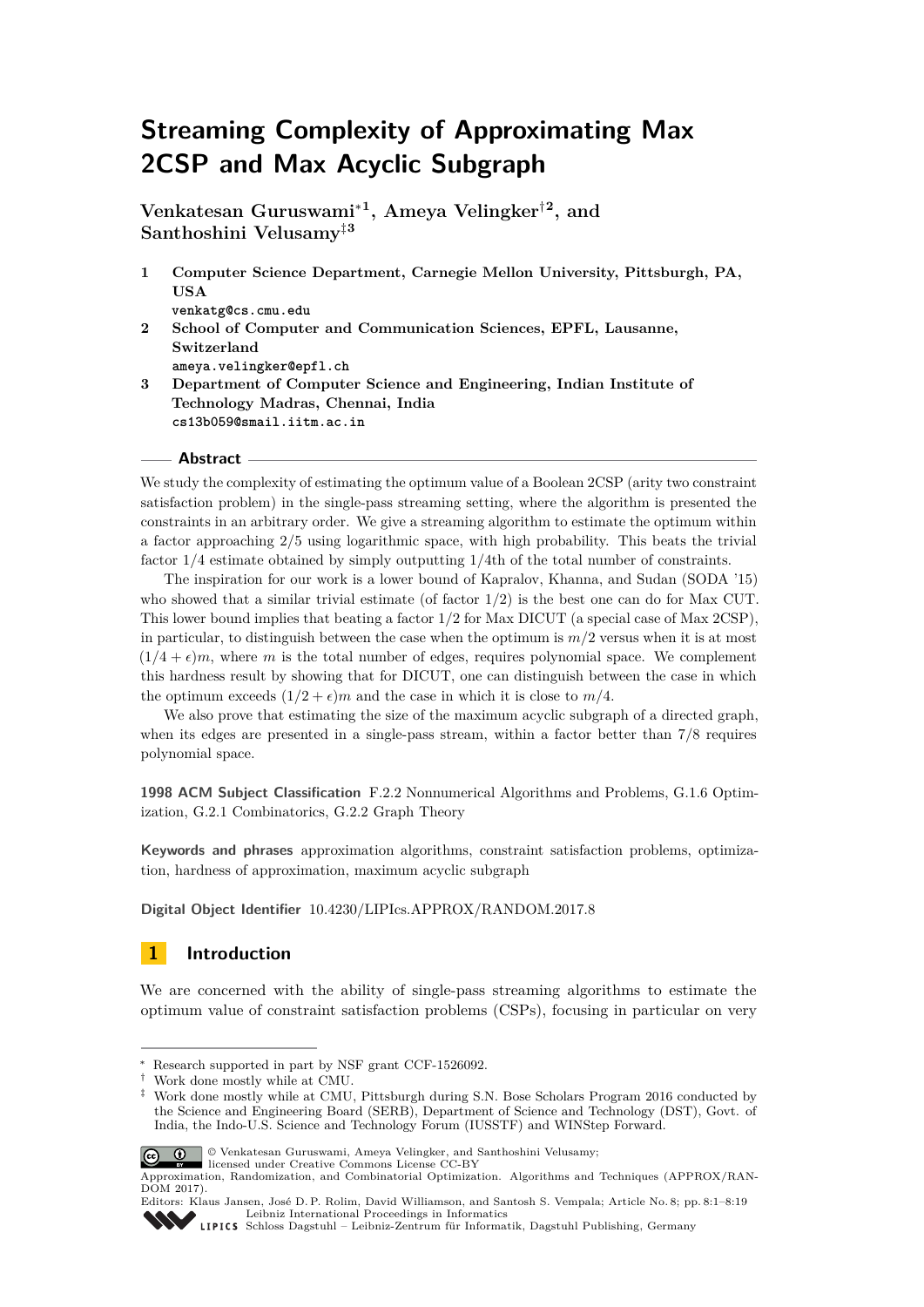# Streaming Complexity of Approximating Max 2CSP and Max Acyclic Subgraph

**Venkatesan Guruswami*[1], Ameya Velingker†[2], and Santhoshini Velusamy‡[3]**

1. **Computer Science Department, Carnegie Mellon University, Pittsburgh, PA, USA**
   venkatg@cs.cmu.edu
2. **School of Computer and Communication Sciences, EPFL, Lausanne, Switzerland**
   ameya.velingker@epfl.ch
3. **Department of Computer Science and Engineering, Indian Institute of Technology Madras, Chennai, India**
   cs13b059@smail.iitm.ac.in

## Abstract

We study the complexity of estimating the optimum value of a Boolean 2CSP (arity two constraint satisfaction problem) in the single-pass streaming setting, where the algorithm is presented the constraints in an arbitrary order. We give a streaming algorithm to estimate the optimum within a factor approaching 2/5 using logarithmic space, with high probability. This beats the trivial factor 1/4 estimate obtained by simply outputting 1/4th of the total number of constraints.

The inspiration for our work is a lower bound of Kapralov, Khanna, and Sudan (SODA '15) who showed that a similar trivial estimate (of factor 1/2) is the best one can do for Max CUT. This lower bound implies that beating a factor 1/2 for Max DICUT (a special case of Max 2CSP), in particular, to distinguish between the case when the optimum is $m/2$ versus when it is at most $(1/4+\epsilon)m$, where $m$ is the total number of edges, requires polynomial space. We complement this hardness result by showing that for DICUT, one can distinguish between the case in which the optimum exceeds $(1/2+\epsilon)m$ and the case in which it is close to $m/4$.

We also prove that estimating the size of the maximum acyclic subgraph of a directed graph, when its edges are presented in a single-pass stream, within a factor better than 7/8 requires polynomial space.

**1998 ACM Subject Classification** F.2.2 Nonnumerical Algorithms and Problems, G.1.6 Optimization, G.2.1 Combinatorics, G.2.2 Graph Theory

**Keywords and phrases** approximation algorithms, constraint satisfaction problems, optimization, hardness of approximation, maximum acyclic subgraph

**Digital Object Identifier** 10.4230/LIPIcs.APPROX/RANDOM.2017.8

## 1 Introduction

We are concerned with the ability of single-pass streaming algorithms to estimate the optimum value of constraint satisfaction problems (CSPs), focusing in particular on very

---

* Research supported in part by NSF grant CCF-1526092.
† Work done mostly while at CMU.
‡ Work done mostly while at CMU, Pittsburgh during S.N. Bose Scholars Program 2016 conducted by the Science and Engineering Board (SERB), Department of Science and Technology (DST), Govt. of India, the Indo-U.S. Science and Technology Forum (IUSSTF) and WINStep Forward.

© Venkatesan Guruswami, Ameya Velingker, and Santhoshini Velusamy; licensed under Creative Commons License CC-BY
Approximation, Randomization, and Combinatorial Optimization. Algorithms and Techniques (APPROX/RANDOM 2017).
Editors: Klaus Jansen, José D. P. Rolim, David Williamson, and Santosh S. Vempala; Article No. 8; pp. 8:1–8:19
Leibniz International Proceedings in Informatics
Schloss Dagstuhl – Leibniz-Zentrum für Informatik, Dagstuhl Publishing, Germany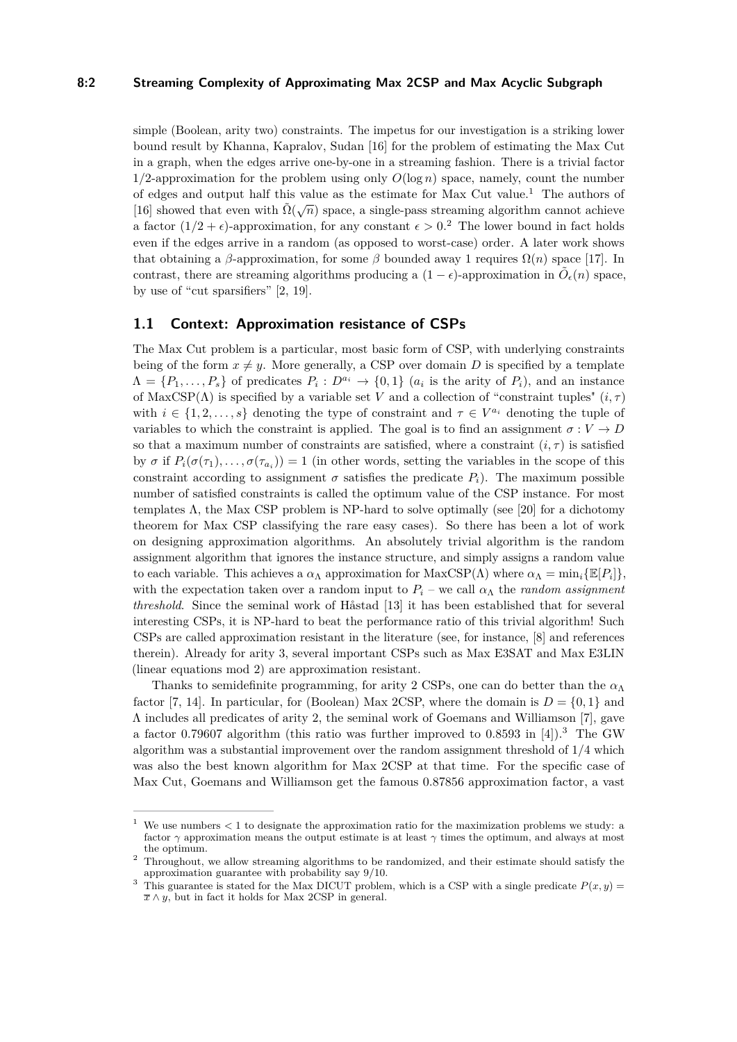simple (Boolean, arity two) constraints. The impetus for our investigation is a striking lower bound result by Khanna, Kapralov, Sudan [16] for the problem of estimating the Max Cut in a graph, when the edges arrive one-by-one in a streaming fashion. There is a trivial factor $1/2$-approximation for the problem using only $O(\log n)$ space, namely, count the number of edges and output half this value as the estimate for Max Cut value.[1] The authors of [16] showed that even with $\tilde{\Omega}(\sqrt{n})$ space, a single-pass streaming algorithm cannot achieve a factor $(1/2+\epsilon)$-approximation, for any constant $\epsilon > 0$.[2] The lower bound in fact holds even if the edges arrive in a random (as opposed to worst-case) order. A later work shows that obtaining a $\beta$-approximation, for some $\beta$ bounded away 1 requires $\Omega(n)$ space [17]. In contrast, there are streaming algorithms producing a $(1-\epsilon)$-approximation in $\tilde{O}_\epsilon(n)$ space, by use of "cut sparsifiers" [2, 19].

## 1.1 Context: Approximation resistance of CSPs

The Max Cut problem is a particular, most basic form of CSP, with underlying constraints being of the form $x \neq y$. More generally, a CSP over domain $D$ is specified by a template $\Lambda = \{P_1, \ldots, P_s\}$ of predicates $P_i : D^{a_i} \to \{0, 1\}$ ($a_i$ is the arity of $P_i$), and an instance of MaxCSP($\Lambda$) is specified by a variable set $V$ and a collection of "constraint tuples" $(i, \tau)$ with $i \in \{1, 2, \ldots, s\}$ denoting the type of constraint and $\tau \in V^{a_i}$ denoting the tuple of variables to which the constraint is applied. The goal is to find an assignment $\sigma : V \to D$ so that a maximum number of constraints are satisfied, where a constraint $(i, \tau)$ is satisfied by $\sigma$ if $P_i(\sigma(\tau_1), \ldots, \sigma(\tau_{a_i})) = 1$ (in other words, setting the variables in the scope of this constraint according to assignment $\sigma$ satisfies the predicate $P_i$). The maximum possible number of satisfied constraints is called the optimum value of the CSP instance. For most templates $\Lambda$, the Max CSP problem is NP-hard to solve optimally (see [20] for a dichotomy theorem for Max CSP classifying the rare easy cases). So there has been a lot of work on designing approximation algorithms. An absolutely trivial algorithm is the random assignment algorithm that ignores the instance structure, and simply assigns a random value to each variable. This achieves a $\alpha_\Lambda$ approximation for MaxCSP($\Lambda$) where $\alpha_\Lambda = \min_i\{\mathbb{E}[P_i]\}$, with the expectation taken over a random input to $P_i$ – we call $\alpha_\Lambda$ the *random assignment threshold*. Since the seminal work of Håstad [13] it has been established that for several interesting CSPs, it is NP-hard to beat the performance ratio of this trivial algorithm! Such CSPs are called approximation resistant in the literature (see, for instance, [8] and references therein). Already for arity 3, several important CSPs such as Max E3SAT and Max E3LIN (linear equations mod 2) are approximation resistant.

Thanks to semidefinite programming, for arity 2 CSPs, one can do better than the $\alpha_\Lambda$ factor [7, 14]. In particular, for (Boolean) Max 2CSP, where the domain is $D = \{0, 1\}$ and $\Lambda$ includes all predicates of arity 2, the seminal work of Goemans and Williamson [7], gave a factor 0.79607 algorithm (this ratio was further improved to 0.8593 in [4]).[3] The GW algorithm was a substantial improvement over the random assignment threshold of $1/4$ which was also the best known algorithm for Max 2CSP at that time. For the specific case of Max Cut, Goemans and Williamson get the famous 0.87856 approximation factor, a vast

---

[1] We use numbers $< 1$ to designate the approximation ratio for the maximization problems we study: a factor $\gamma$ approximation means the output estimate is at least $\gamma$ times the optimum, and always at most the optimum.

[2] Throughout, we allow streaming algorithms to be randomized, and their estimate should satisfy the approximation guarantee with probability say 9/10.

[3] This guarantee is stated for the Max DICUT problem, which is a CSP with a single predicate $P(x, y) = \overline{x} \wedge y$, but in fact it holds for Max 2CSP in general.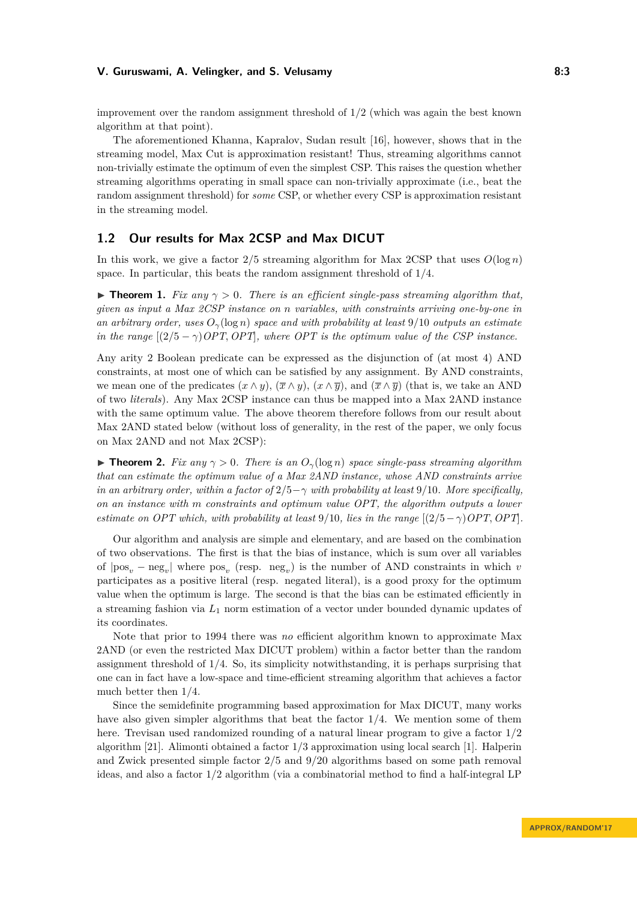improvement over the random assignment threshold of $1/2$ (which was again the best known algorithm at that point).

The aforementioned Khanna, Kapralov, Sudan result [16], however, shows that in the streaming model, Max Cut is approximation resistant! Thus, streaming algorithms cannot non-trivially estimate the optimum of even the simplest CSP. This raises the question whether streaming algorithms operating in small space can non-trivially approximate (i.e., beat the random assignment threshold) for *some* CSP, or whether every CSP is approximation resistant in the streaming model.

## 1.2 Our results for Max 2CSP and Max DICUT

In this work, we give a factor $2/5$ streaming algorithm for Max 2CSP that uses $O(\log n)$ space. In particular, this beats the random assignment threshold of $1/4$.

▶ **Theorem 1.** *Fix any $\gamma > 0$. There is an efficient single-pass streaming algorithm that, given as input a Max 2CSP instance on $n$ variables, with constraints arriving one-by-one in an arbitrary order, uses $O_\gamma(\log n)$ space and with probability at least $9/10$ outputs an estimate in the range $[(2/5 - \gamma)OPT, OPT]$, where $OPT$ is the optimum value of the CSP instance.*

Any arity 2 Boolean predicate can be expressed as the disjunction of (at most 4) AND constraints, at most one of which can be satisfied by any assignment. By AND constraints, we mean one of the predicates $(x \wedge y)$, $(\overline{x} \wedge y)$, $(x \wedge \overline{y})$, and $(\overline{x} \wedge \overline{y})$ (that is, we take an AND of two *literals*). Any Max 2CSP instance can thus be mapped into a Max 2AND instance with the same optimum value. The above theorem therefore follows from our result about Max 2AND stated below (without loss of generality, in the rest of the paper, we only focus on Max 2AND and not Max 2CSP):

▶ **Theorem 2.** *Fix any $\gamma > 0$. There is an $O_\gamma(\log n)$ space single-pass streaming algorithm that can estimate the optimum value of a Max 2AND instance, whose AND constraints arrive in an arbitrary order, within a factor of $2/5 - \gamma$ with probability at least $9/10$. More specifically, on an instance with $m$ constraints and optimum value $OPT$, the algorithm outputs a lower estimate on $OPT$ which, with probability at least $9/10$, lies in the range $[(2/5 - \gamma)OPT, OPT]$.*

Our algorithm and analysis are simple and elementary, and are based on the combination of two observations. The first is that the bias of instance, which is sum over all variables of $|\text{pos}_v - \text{neg}_v|$ where $\text{pos}_v$ (resp. $\text{neg}_v$) is the number of AND constraints in which $v$ participates as a positive literal (resp. negated literal), is a good proxy for the optimum value when the optimum is large. The second is that the bias can be estimated efficiently in a streaming fashion via $L_1$ norm estimation of a vector under bounded dynamic updates of its coordinates.

Note that prior to 1994 there was *no* efficient algorithm known to approximate Max 2AND (or even the restricted Max DICUT problem) within a factor better than the random assignment threshold of $1/4$. So, its simplicity notwithstanding, it is perhaps surprising that one can in fact have a low-space and time-efficient streaming algorithm that achieves a factor much better then $1/4$.

Since the semidefinite programming based approximation for Max DICUT, many works have also given simpler algorithms that beat the factor $1/4$. We mention some of them here. Trevisan used randomized rounding of a natural linear program to give a factor $1/2$ algorithm [21]. Alimonti obtained a factor $1/3$ approximation using local search [1]. Halperin and Zwick presented simple factor $2/5$ and $9/20$ algorithms based on some path removal ideas, and also a factor $1/2$ algorithm (via a combinatorial method to find a half-integral LP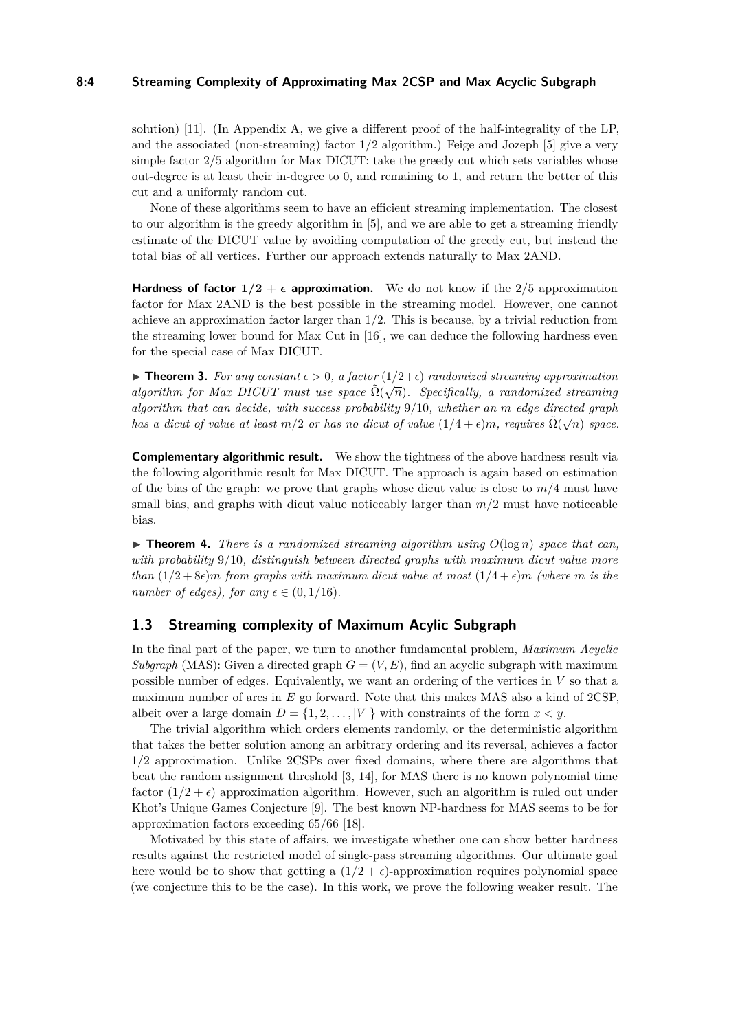solution) [11]. (In Appendix A, we give a different proof of the half-integrality of the LP, and the associated (non-streaming) factor 1/2 algorithm.) Feige and Jozeph [5] give a very simple factor 2/5 algorithm for Max DICUT: take the greedy cut which sets variables whose out-degree is at least their in-degree to 0, and remaining to 1, and return the better of this cut and a uniformly random cut.

None of these algorithms seem to have an efficient streaming implementation. The closest to our algorithm is the greedy algorithm in [5], and we are able to get a streaming friendly estimate of the DICUT value by avoiding computation of the greedy cut, but instead the total bias of all vertices. Further our approach extends naturally to Max 2AND.

**Hardness of factor $1/2 + \epsilon$ approximation.** We do not know if the 2/5 approximation factor for Max 2AND is the best possible in the streaming model. However, one cannot achieve an approximation factor larger than 1/2. This is because, by a trivial reduction from the streaming lower bound for Max Cut in [16], we can deduce the following hardness even for the special case of Max DICUT.

▶ **Theorem 3.** *For any constant $\epsilon > 0$, a factor $(1/2+\epsilon)$ randomized streaming approximation algorithm for Max DICUT must use space $\tilde{\Omega}(\sqrt{n})$. Specifically, a randomized streaming algorithm that can decide, with success probability 9/10, whether an $m$ edge directed graph has a dicut of value at least $m/2$ or has no dicut of value $(1/4+\epsilon)m$, requires $\tilde{\Omega}(\sqrt{n})$ space.*

**Complementary algorithmic result.** We show the tightness of the above hardness result via the following algorithmic result for Max DICUT. The approach is again based on estimation of the bias of the graph: we prove that graphs whose dicut value is close to $m/4$ must have small bias, and graphs with dicut value noticeably larger than $m/2$ must have noticeable bias.

▶ **Theorem 4.** *There is a randomized streaming algorithm using $O(\log n)$ space that can, with probability 9/10, distinguish between directed graphs with maximum dicut value more than $(1/2+8\epsilon)m$ from graphs with maximum dicut value at most $(1/4+\epsilon)m$ (where $m$ is the number of edges), for any $\epsilon \in (0, 1/16)$.*

## 1.3 Streaming complexity of Maximum Acylic Subgraph

In the final part of the paper, we turn to another fundamental problem, *Maximum Acyclic Subgraph* (MAS): Given a directed graph $G = (V, E)$, find an acyclic subgraph with maximum possible number of edges. Equivalently, we want an ordering of the vertices in $V$ so that a maximum number of arcs in $E$ go forward. Note that this makes MAS also a kind of 2CSP, albeit over a large domain $D = \{1, 2, \dots, |V|\}$ with constraints of the form $x < y$.

The trivial algorithm which orders elements randomly, or the deterministic algorithm that takes the better solution among an arbitrary ordering and its reversal, achieves a factor 1/2 approximation. Unlike 2CSPs over fixed domains, where there are algorithms that beat the random assignment threshold [3, 14], for MAS there is no known polynomial time factor $(1/2+\epsilon)$ approximation algorithm. However, such an algorithm is ruled out under Khot's Unique Games Conjecture [9]. The best known NP-hardness for MAS seems to be for approximation factors exceeding 65/66 [18].

Motivated by this state of affairs, we investigate whether one can show better hardness results against the restricted model of single-pass streaming algorithms. Our ultimate goal here would be to show that getting a $(1/2+\epsilon)$-approximation requires polynomial space (we conjecture this to be the case). In this work, we prove the following weaker result. The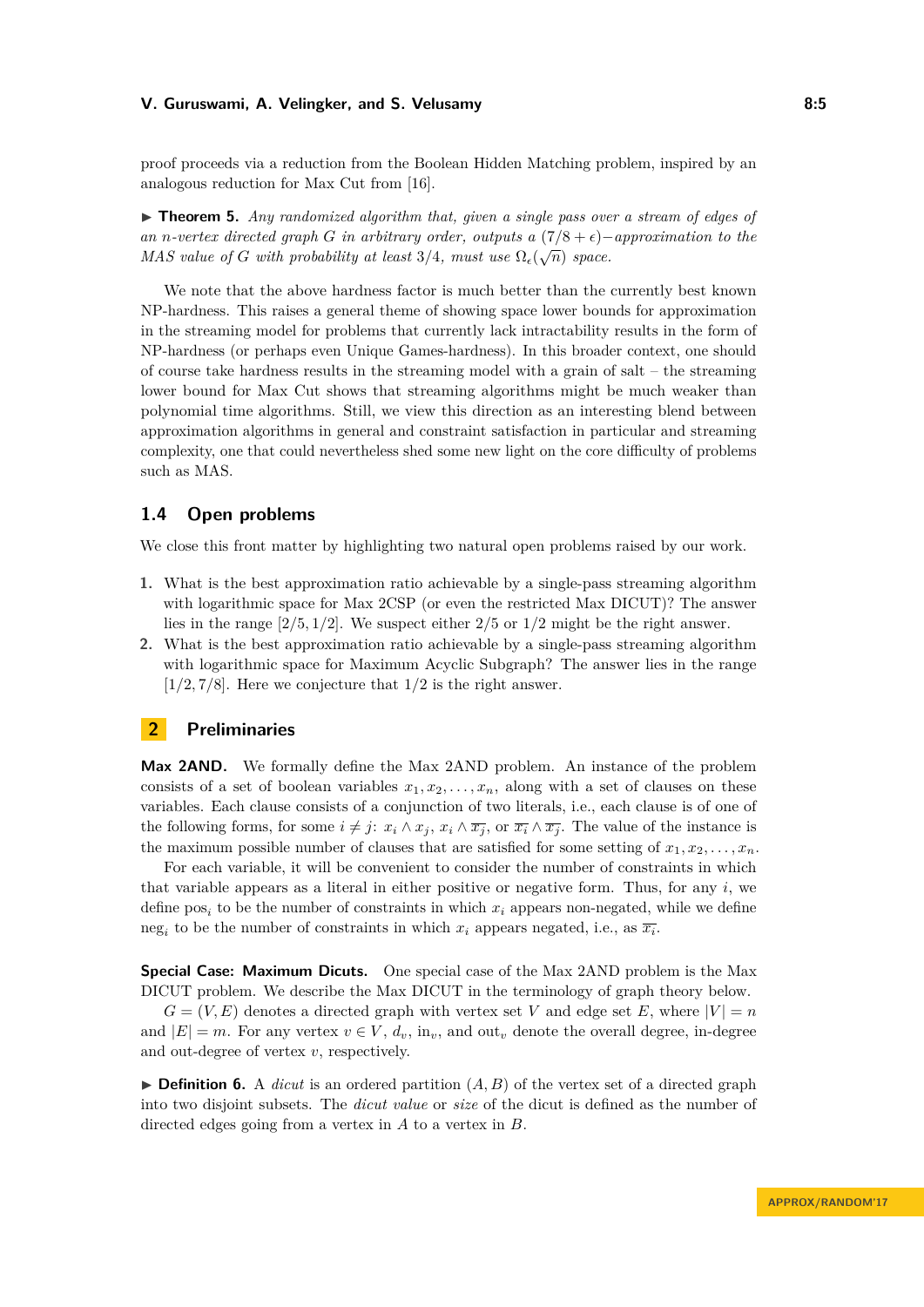proof proceeds via a reduction from the Boolean Hidden Matching problem, inspired by an analogous reduction for Max Cut from [16].

▶ **Theorem 5.** *Any randomized algorithm that, given a single pass over a stream of edges of an $n$-vertex directed graph $G$ in arbitrary order, outputs a $(7/8+\epsilon)-$approximation to the MAS value of $G$ with probability at least $3/4$, must use $\Omega_\epsilon(\sqrt{n})$ space.*

We note that the above hardness factor is much better than the currently best known NP-hardness. This raises a general theme of showing space lower bounds for approximation in the streaming model for problems that currently lack intractability results in the form of NP-hardness (or perhaps even Unique Games-hardness). In this broader context, one should of course take hardness results in the streaming model with a grain of salt – the streaming lower bound for Max Cut shows that streaming algorithms might be much weaker than polynomial time algorithms. Still, we view this direction as an interesting blend between approximation algorithms in general and constraint satisfaction in particular and streaming complexity, one that could nevertheless shed some new light on the core difficulty of problems such as MAS.

### 1.4 Open problems

We close this front matter by highlighting two natural open problems raised by our work.

1. What is the best approximation ratio achievable by a single-pass streaming algorithm with logarithmic space for Max 2CSP (or even the restricted Max DICUT)? The answer lies in the range $[2/5, 1/2]$. We suspect either $2/5$ or $1/2$ might be the right answer.
2. What is the best approximation ratio achievable by a single-pass streaming algorithm with logarithmic space for Maximum Acyclic Subgraph? The answer lies in the range $[1/2, 7/8]$. Here we conjecture that $1/2$ is the right answer.

## 2 Preliminaries

**Max 2AND.** We formally define the Max 2AND problem. An instance of the problem consists of a set of boolean variables $x_1, x_2, \ldots, x_n$, along with a set of clauses on these variables. Each clause consists of a conjunction of two literals, i.e., each clause is of one of the following forms, for some $i \neq j$: $x_i \wedge x_j$, $x_i \wedge \overline{x_j}$, or $\overline{x_i} \wedge \overline{x_j}$. The value of the instance is the maximum possible number of clauses that are satisfied for some setting of $x_1, x_2, \ldots, x_n$.

For each variable, it will be convenient to consider the number of constraints in which that variable appears as a literal in either positive or negative form. Thus, for any $i$, we define $\text{pos}_i$ to be the number of constraints in which $x_i$ appears non-negated, while we define $\text{neg}_i$ to be the number of constraints in which $x_i$ appears negated, i.e., as $\overline{x_i}$.

**Special Case: Maximum Dicuts.** One special case of the Max 2AND problem is the Max DICUT problem. We describe the Max DICUT in the terminology of graph theory below.

$G = (V, E)$ denotes a directed graph with vertex set $V$ and edge set $E$, where $|V| = n$ and $|E| = m$. For any vertex $v \in V$, $d_v$, $\text{in}_v$, and $\text{out}_v$ denote the overall degree, in-degree and out-degree of vertex $v$, respectively.

▶ **Definition 6.** A *dicut* is an ordered partition $(A, B)$ of the vertex set of a directed graph into two disjoint subsets. The *dicut value* or *size* of the dicut is defined as the number of directed edges going from a vertex in $A$ to a vertex in $B$.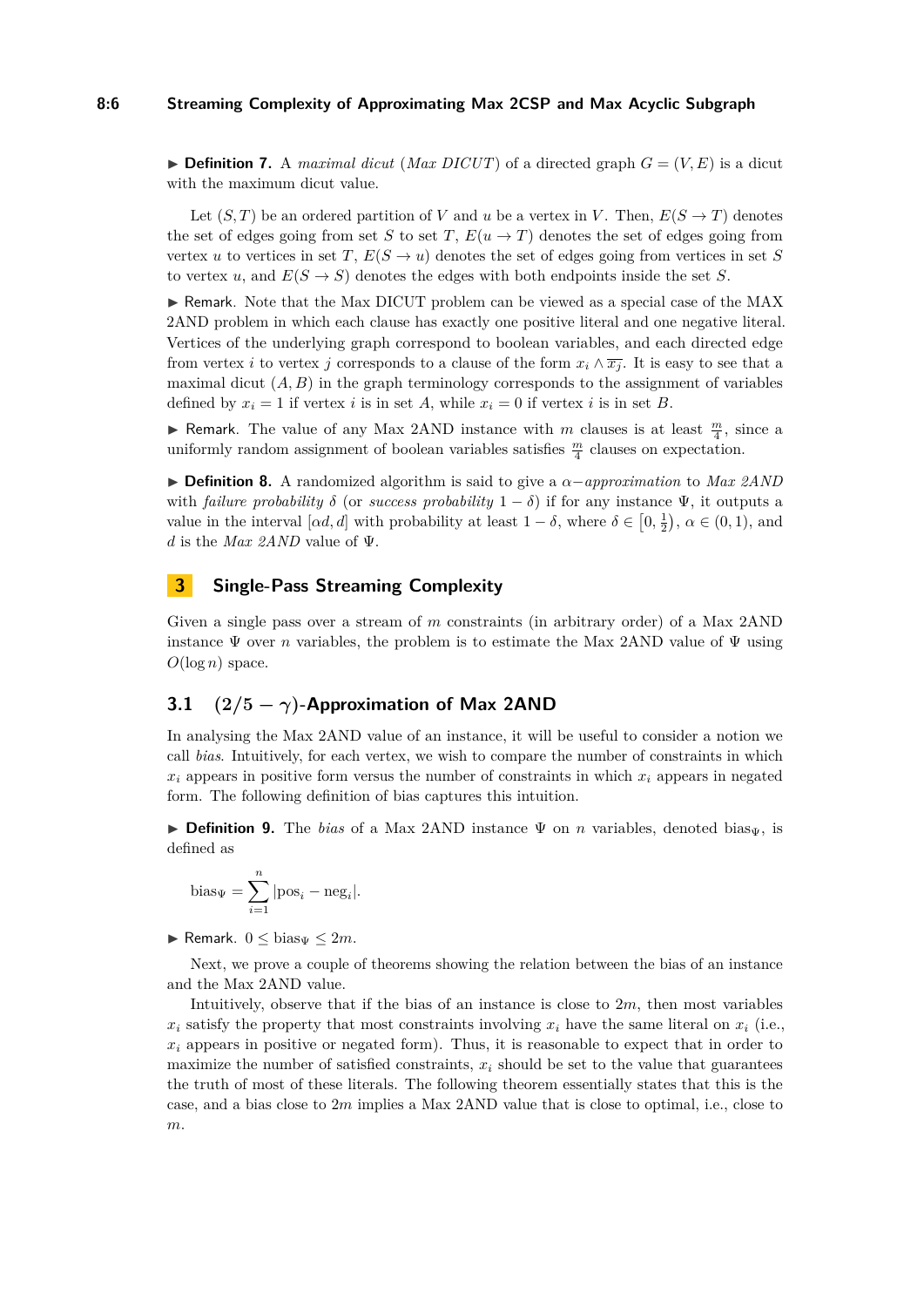▶ **Definition 7.** A *maximal dicut* (*Max DICUT*) of a directed graph $G = (V, E)$ is a dicut with the maximum dicut value.

Let $(S, T)$ be an ordered partition of $V$ and $u$ be a vertex in $V$. Then, $E(S \to T)$ denotes the set of edges going from set $S$ to set $T$, $E(u \to T)$ denotes the set of edges going from vertex $u$ to vertices in set $T$, $E(S \to u)$ denotes the set of edges going from vertices in set $S$ to vertex $u$, and $E(S \to S)$ denotes the edges with both endpoints inside the set $S$.

▶ Remark. Note that the Max DICUT problem can be viewed as a special case of the MAX 2AND problem in which each clause has exactly one positive literal and one negative literal. Vertices of the underlying graph correspond to boolean variables, and each directed edge from vertex $i$ to vertex $j$ corresponds to a clause of the form $x_i \wedge \overline{x_j}$. It is easy to see that a maximal dicut $(A, B)$ in the graph terminology corresponds to the assignment of variables defined by $x_i = 1$ if vertex $i$ is in set $A$, while $x_i = 0$ if vertex $i$ is in set $B$.

▶ Remark. The value of any Max 2AND instance with $m$ clauses is at least $\frac{m}{4}$, since a uniformly random assignment of boolean variables satisfies $\frac{m}{4}$ clauses on expectation.

▶ **Definition 8.** A randomized algorithm is said to give a $\alpha-$*approximation* to *Max 2AND* with *failure probability* $\delta$ (or *success probability* $1 - \delta$) if for any instance $\Psi$, it outputs a value in the interval $[\alpha d, d]$ with probability at least $1 - \delta$, where $\delta \in \left[0, \frac{1}{2}\right)$, $\alpha \in (0, 1)$, and $d$ is the *Max 2AND* value of $\Psi$.

## 3 Single-Pass Streaming Complexity

Given a single pass over a stream of $m$ constraints (in arbitrary order) of a Max 2AND instance $\Psi$ over $n$ variables, the problem is to estimate the Max 2AND value of $\Psi$ using $O(\log n)$ space.

### 3.1 $(2/5 - \gamma)$-Approximation of Max 2AND

In analysing the Max 2AND value of an instance, it will be useful to consider a notion we call *bias*. Intuitively, for each vertex, we wish to compare the number of constraints in which $x_i$ appears in positive form versus the number of constraints in which $x_i$ appears in negated form. The following definition of bias captures this intuition.

▶ **Definition 9.** The *bias* of a Max 2AND instance $\Psi$ on $n$ variables, denoted $\text{bias}_\Psi$, is defined as

$$\text{bias}_\Psi = \sum_{i=1}^{n} |\text{pos}_i - \text{neg}_i|.$$

▶ Remark. $0 \leq \text{bias}_\Psi \leq 2m$.

Next, we prove a couple of theorems showing the relation between the bias of an instance and the Max 2AND value.

Intuitively, observe that if the bias of an instance is close to $2m$, then most variables $x_i$ satisfy the property that most constraints involving $x_i$ have the same literal on $x_i$ (i.e., $x_i$ appears in positive or negated form). Thus, it is reasonable to expect that in order to maximize the number of satisfied constraints, $x_i$ should be set to the value that guarantees the truth of most of these literals. The following theorem essentially states that this is the case, and a bias close to $2m$ implies a Max 2AND value that is close to optimal, i.e., close to $m$.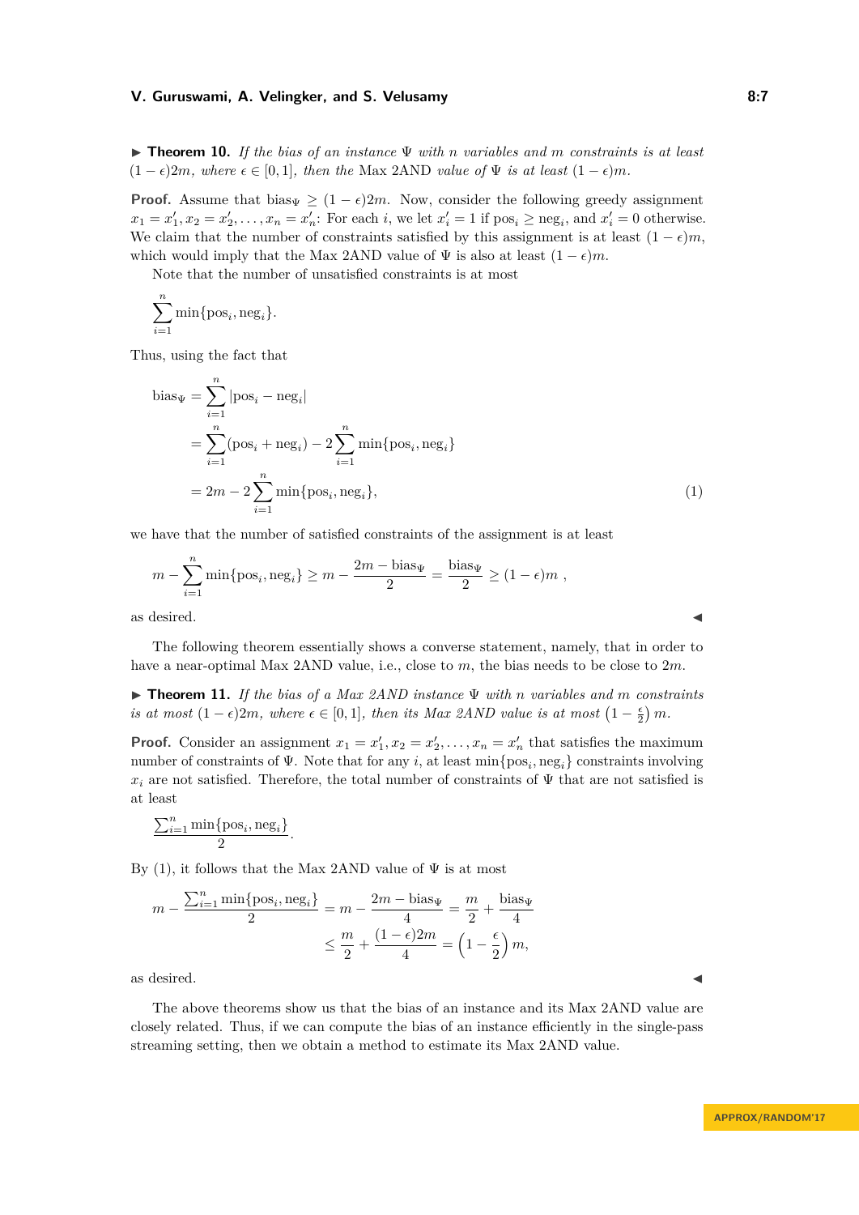▶ **Theorem 10.** *If the bias of an instance $\Psi$ with $n$ variables and $m$ constraints is at least $(1-\epsilon)2m$, where $\epsilon \in [0,1]$, then the* Max 2AND *value of $\Psi$ is at least $(1-\epsilon)m$.*

**Proof.** Assume that $\text{bias}_\Psi \geq (1-\epsilon)2m$. Now, consider the following greedy assignment $x_1 = x'_1, x_2 = x'_2, \ldots, x_n = x'_n$: For each $i$, we let $x'_i = 1$ if $\text{pos}_i \geq \text{neg}_i$, and $x'_i = 0$ otherwise. We claim that the number of constraints satisfied by this assignment is at least $(1-\epsilon)m$, which would imply that the Max 2AND value of $\Psi$ is also at least $(1-\epsilon)m$.

Note that the number of unsatisfied constraints is at most

$$\sum_{i=1}^{n} \min\{\text{pos}_i, \text{neg}_i\}.$$

Thus, using the fact that

$$\begin{aligned}
\text{bias}_\Psi &= \sum_{i=1}^{n} |\text{pos}_i - \text{neg}_i| \\
&= \sum_{i=1}^{n} (\text{pos}_i + \text{neg}_i) - 2\sum_{i=1}^{n} \min\{\text{pos}_i, \text{neg}_i\} \\
&= 2m - 2\sum_{i=1}^{n} \min\{\text{pos}_i, \text{neg}_i\}, \qquad (1)
\end{aligned}$$

we have that the number of satisfied constraints of the assignment is at least

$$m - \sum_{i=1}^{n} \min\{\text{pos}_i, \text{neg}_i\} \geq m - \frac{2m - \text{bias}_\Psi}{2} = \frac{\text{bias}_\Psi}{2} \geq (1-\epsilon)m \ ,$$

as desired. ◀

The following theorem essentially shows a converse statement, namely, that in order to have a near-optimal Max 2AND value, i.e., close to $m$, the bias needs to be close to $2m$.

▶ **Theorem 11.** *If the bias of a Max 2AND instance $\Psi$ with $n$ variables and $m$ constraints is at most $(1-\epsilon)2m$, where $\epsilon \in [0,1]$, then its Max 2AND value is at most $\left(1 - \frac{\epsilon}{2}\right) m$.*

**Proof.** Consider an assignment $x_1 = x'_1, x_2 = x'_2, \ldots, x_n = x'_n$ that satisfies the maximum number of constraints of $\Psi$. Note that for any $i$, at least $\min\{\text{pos}_i, \text{neg}_i\}$ constraints involving $x_i$ are not satisfied. Therefore, the total number of constraints of $\Psi$ that are not satisfied is at least

$$\frac{\sum_{i=1}^{n} \min\{\text{pos}_i, \text{neg}_i\}}{2}.$$

By (1), it follows that the Max 2AND value of $\Psi$ is at most

$$\begin{aligned}
m - \frac{\sum_{i=1}^{n} \min\{\text{pos}_i, \text{neg}_i\}}{2} &= m - \frac{2m - \text{bias}_\Psi}{4} = \frac{m}{2} + \frac{\text{bias}_\Psi}{4} \\
&\leq \frac{m}{2} + \frac{(1-\epsilon)2m}{4} = \left(1 - \frac{\epsilon}{2}\right) m,
\end{aligned}$$

as desired. ◀

The above theorems show us that the bias of an instance and its Max 2AND value are closely related. Thus, if we can compute the bias of an instance efficiently in the single-pass streaming setting, then we obtain a method to estimate its Max 2AND value.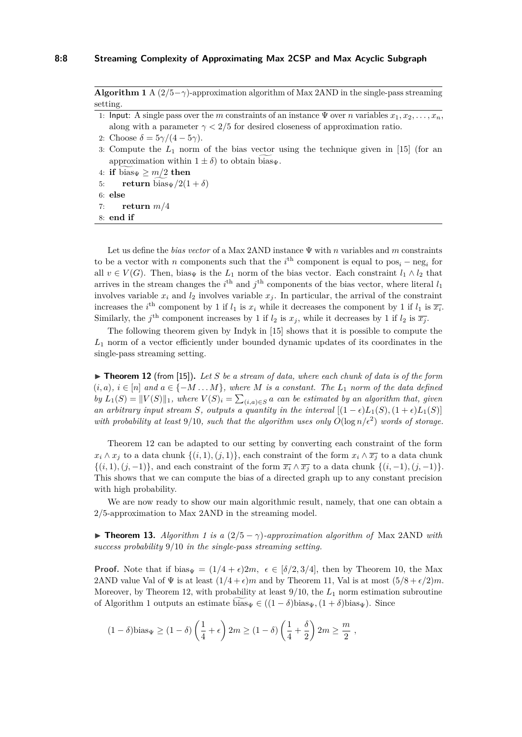**Algorithm 1** A $(2/5-\gamma)$-approximation algorithm of Max 2AND in the single-pass streaming setting.

1: Input: A single pass over the $m$ constraints of an instance $\Psi$ over $n$ variables $x_1, x_2, \ldots, x_n$, along with a parameter $\gamma < 2/5$ for desired closeness of approximation ratio.
2: Choose $\delta = 5\gamma/(4-5\gamma)$.
3: Compute the $L_1$ norm of the bias vector using the technique given in [15] (for an approximation within $1 \pm \delta$) to obtain $\widetilde{\text{bias}}_\Psi$.
4: **if** $\widetilde{\text{bias}}_\Psi \geq m/2$ **then**
5: **return** $\widetilde{\text{bias}}_\Psi/2(1+\delta)$
6: **else**
7: **return** $m/4$
8: **end if**

Let us define the *bias vector* of a Max 2AND instance $\Psi$ with $n$ variables and $m$ constraints to be a vector with $n$ components such that the $i^{\text{th}}$ component is equal to $\text{pos}_i - \text{neg}_i$ for all $v \in V(G)$. Then, $\text{bias}_\Psi$ is the $L_1$ norm of the bias vector. Each constraint $l_1 \wedge l_2$ that arrives in the stream changes the $i^{\text{th}}$ and $j^{\text{th}}$ components of the bias vector, where literal $l_1$ involves variable $x_i$ and $l_2$ involves variable $x_j$. In particular, the arrival of the constraint increases the $i^{\text{th}}$ component by 1 if $l_1$ is $x_i$ while it decreases the component by 1 if $l_1$ is $\overline{x_i}$. Similarly, the $j^{\text{th}}$ component increases by 1 if $l_2$ is $x_j$, while it decreases by 1 if $l_2$ is $\overline{x_j}$.

The following theorem given by Indyk in [15] shows that it is possible to compute the $L_1$ norm of a vector efficiently under bounded dynamic updates of its coordinates in the single-pass streaming setting.

▶ **Theorem 12** (from [15]). *Let $S$ be a stream of data, where each chunk of data is of the form $(i, a)$, $i \in [n]$ and $a \in \{-M \ldots M\}$, where $M$ is a constant. The $L_1$ norm of the data defined by $L_1(S) = \|V(S)\|_1$, where $V(S)_i = \sum_{(i,a)\in S} a$ can be estimated by an algorithm that, given an arbitrary input stream $S$, outputs a quantity in the interval $[(1-\epsilon)L_1(S), (1+\epsilon)L_1(S)]$ with probability at least $9/10$, such that the algorithm uses only $O(\log n/\epsilon^2)$ words of storage.*

Theorem 12 can be adapted to our setting by converting each constraint of the form $x_i \wedge x_j$ to a data chunk $\{(i,1),(j,1)\}$, each constraint of the form $x_i \wedge \overline{x_j}$ to a data chunk $\{(i,1),(j,-1)\}$, and each constraint of the form $\overline{x_i} \wedge \overline{x_j}$ to a data chunk $\{(i,-1),(j,-1)\}$. This shows that we can compute the bias of a directed graph up to any constant precision with high probability.

We are now ready to show our main algorithmic result, namely, that one can obtain a $2/5$-approximation to Max 2AND in the streaming model.

▶ **Theorem 13.** *Algorithm 1 is a $(2/5-\gamma)$-approximation algorithm of* Max 2AND *with success probability $9/10$ in the single-pass streaming setting.*

**Proof.** Note that if $\text{bias}_\Psi = (1/4+\epsilon)2m$, $\epsilon \in [\delta/2, 3/4]$, then by Theorem 10, the Max 2AND value Val of $\Psi$ is at least $(1/4+\epsilon)m$ and by Theorem 11, Val is at most $(5/8+\epsilon/2)m$. Moreover, by Theorem 12, with probability at least $9/10$, the $L_1$ norm estimation subroutine of Algorithm 1 outputs an estimate $\widetilde{\text{bias}}_\Psi \in ((1-\delta)\text{bias}_\Psi, (1+\delta)\text{bias}_\Psi)$. Since

$$(1-\delta)\text{bias}_\Psi \geq (1-\delta)\left(\frac{1}{4}+\epsilon\right)2m \geq (1-\delta)\left(\frac{1}{4}+\frac{\delta}{2}\right)2m \geq \frac{m}{2}\ ,$$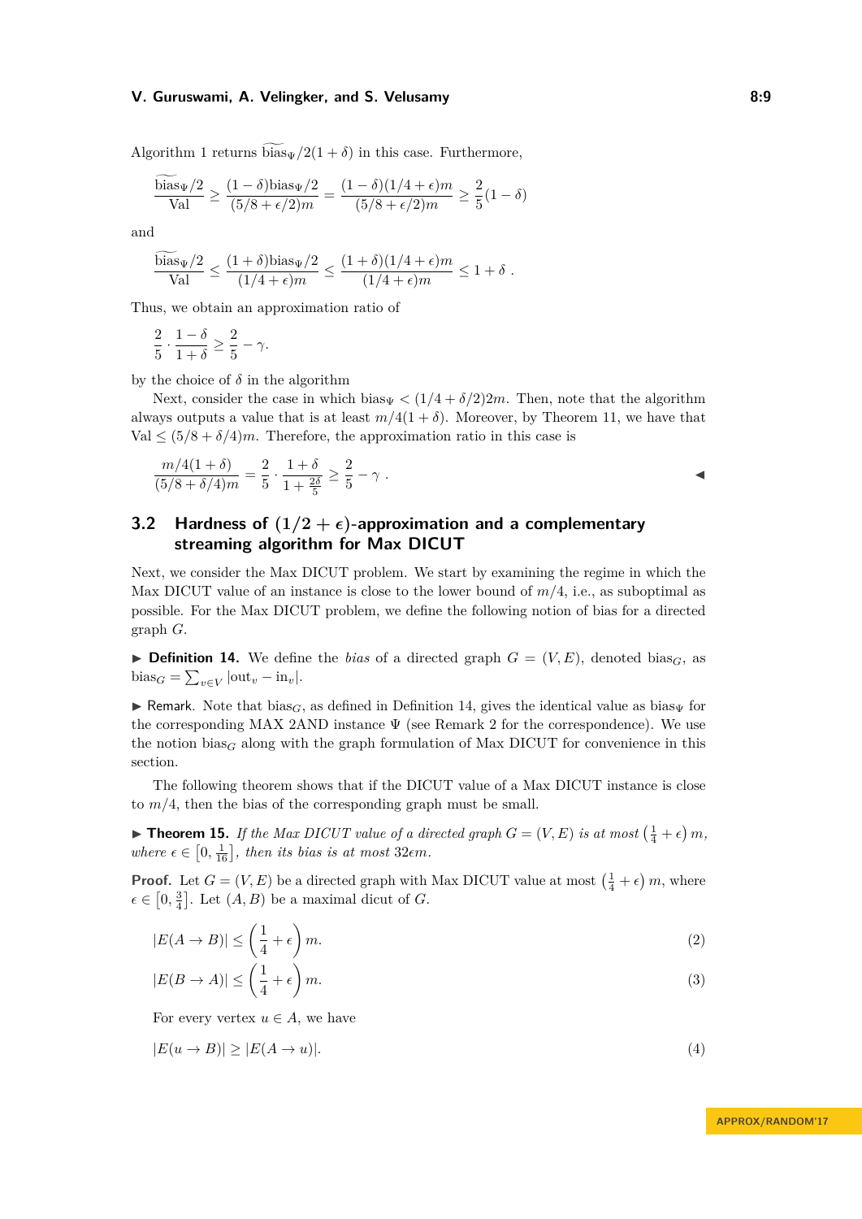Algorithm 1 returns $\widetilde{\text{bias}}_\Psi/2(1+\delta)$ in this case. Furthermore,

$$\frac{\widetilde{\text{bias}}_\Psi/2}{\text{Val}} \geq \frac{(1-\delta)\text{bias}_\Psi/2}{(5/8+\epsilon/2)m} = \frac{(1-\delta)(1/4+\epsilon)m}{(5/8+\epsilon/2)m} \geq \frac{2}{5}(1-\delta)$$

and

$$\frac{\widetilde{\text{bias}}_\Psi/2}{\text{Val}} \leq \frac{(1+\delta)\text{bias}_\Psi/2}{(1/4+\epsilon)m} \leq \frac{(1+\delta)(1/4+\epsilon)m}{(1/4+\epsilon)m} \leq 1+\delta \ .$$

Thus, we obtain an approximation ratio of

$$\frac{2}{5} \cdot \frac{1-\delta}{1+\delta} \geq \frac{2}{5} - \gamma.$$

by the choice of $\delta$ in the algorithm

Next, consider the case in which $\text{bias}_\Psi < (1/4+\delta/2)2m$. Then, note that the algorithm always outputs a value that is at least $m/4(1+\delta)$. Moreover, by Theorem 11, we have that $\text{Val} \leq (5/8+\delta/4)m$. Therefore, the approximation ratio in this case is

$$\frac{m/4(1+\delta)}{(5/8+\delta/4)m} = \frac{2}{5} \cdot \frac{1+\delta}{1+\frac{2\delta}{5}} \geq \frac{2}{5} - \gamma \ . \qquad \blacktriangleleft$$

## 3.2 Hardness of $(1/2+\epsilon)$-approximation and a complementary streaming algorithm for Max DICUT

Next, we consider the Max DICUT problem. We start by examining the regime in which the Max DICUT value of an instance is close to the lower bound of $m/4$, i.e., as suboptimal as possible. For the Max DICUT problem, we define the following notion of bias for a directed graph $G$.

▶ **Definition 14.** We define the *bias* of a directed graph $G=(V,E)$, denoted $\text{bias}_G$, as $\text{bias}_G = \sum_{v\in V} |\text{out}_v - \text{in}_v|$.

▶ Remark. Note that $\text{bias}_G$, as defined in Definition 14, gives the identical value as $\text{bias}_\Psi$ for the corresponding MAX 2AND instance $\Psi$ (see Remark 2 for the correspondence). We use the notion $\text{bias}_G$ along with the graph formulation of Max DICUT for convenience in this section.

The following theorem shows that if the DICUT value of a Max DICUT instance is close to $m/4$, then the bias of the corresponding graph must be small.

▶ **Theorem 15.** *If the Max DICUT value of a directed graph $G=(V,E)$ is at most $\left(\frac{1}{4}+\epsilon\right)m$, where $\epsilon \in \left[0, \frac{1}{16}\right]$, then its bias is at most $32\epsilon m$.*

**Proof.** Let $G=(V,E)$ be a directed graph with Max DICUT value at most $\left(\frac{1}{4}+\epsilon\right)m$, where $\epsilon \in \left[0, \frac{3}{4}\right]$. Let $(A,B)$ be a maximal dicut of $G$.

$$|E(A\to B)| \leq \left(\frac{1}{4}+\epsilon\right)m. \tag{2}$$

$$|E(B\to A)| \leq \left(\frac{1}{4}+\epsilon\right)m. \tag{3}$$

For every vertex $u\in A$, we have

$$|E(u\to B)| \geq |E(A\to u)|. \tag{4}$$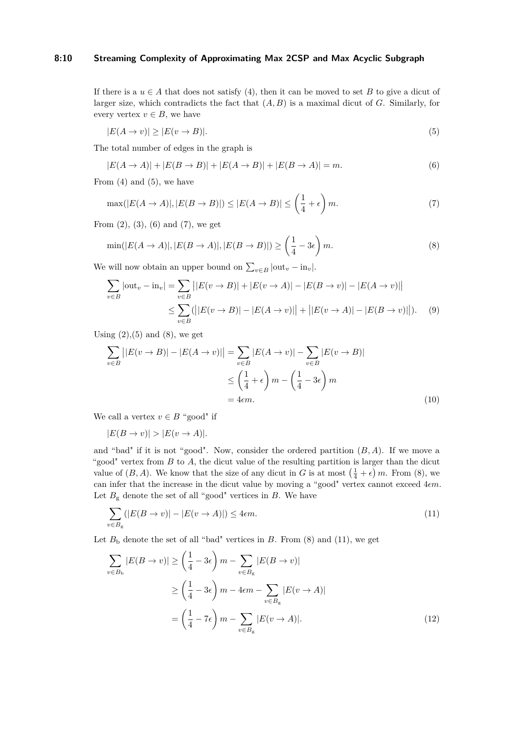If there is a $u \in A$ that does not satisfy (4), then it can be moved to set $B$ to give a dicut of larger size, which contradicts the fact that $(A, B)$ is a maximal dicut of $G$. Similarly, for every vertex $v \in B$, we have

$$|E(A \to v)| \geq |E(v \to B)|. \tag{5}$$

The total number of edges in the graph is

$$|E(A \to A)| + |E(B \to B)| + |E(A \to B)| + |E(B \to A)| = m. \tag{6}$$

From (4) and (5), we have

$$\max(|E(A \to A)|, |E(B \to B)|) \leq |E(A \to B)| \leq \left(\frac{1}{4} + \epsilon\right) m. \tag{7}$$

From (2), (3), (6) and (7), we get

$$\min(|E(A \to A)|, |E(B \to A)|, |E(B \to B)|) \geq \left(\frac{1}{4} - 3\epsilon\right) m. \tag{8}$$

We will now obtain an upper bound on $\sum_{v \in B} |\text{out}_v - \text{in}_v|$.

$$\begin{aligned}
\sum_{v \in B} |\text{out}_v - \text{in}_v| &= \sum_{v \in B} \big| |E(v \to B)| + |E(v \to A)| - |E(B \to v)| - |E(A \to v)| \big| \\
&\leq \sum_{v \in B} \left( \big| |E(v \to B)| - |E(A \to v)| \big| + \big| |E(v \to A)| - |E(B \to v)| \big| \right).
\end{aligned} \tag{9}$$

Using (2),(5) and (8), we get

$$\begin{aligned}
\sum_{v \in B} \big| |E(v \to B)| - |E(A \to v)| \big| &= \sum_{v \in B} |E(A \to v)| - \sum_{v \in B} |E(v \to B)| \\
&\leq \left(\frac{1}{4} + \epsilon\right) m - \left(\frac{1}{4} - 3\epsilon\right) m \\
&= 4\epsilon m.
\end{aligned} \tag{10}$$

We call a vertex $v \in B$ "good" if

$$|E(B \to v)| > |E(v \to A)|.$$

and "bad" if it is not "good". Now, consider the ordered partition $(B, A)$. If we move a "good" vertex from $B$ to $A$, the dicut value of the resulting partition is larger than the dicut value of $(B, A)$. We know that the size of any dicut in $G$ is at most $\left(\frac{1}{4} + \epsilon\right) m$. From (8), we can infer that the increase in the dicut value by moving a "good" vertex cannot exceed $4\epsilon m$. Let $B_{\text{g}}$ denote the set of all "good" vertices in $B$. We have

$$\sum_{v \in B_{\text{g}}} (|E(B \to v)| - |E(v \to A)|) \leq 4\epsilon m. \tag{11}$$

Let $B_{\text{b}}$ denote the set of all "bad" vertices in $B$. From (8) and (11), we get

$$\begin{aligned}
\sum_{v \in B_{\text{b}}} |E(B \to v)| &\geq \left(\frac{1}{4} - 3\epsilon\right) m - \sum_{v \in B_{\text{g}}} |E(B \to v)| \\
&\geq \left(\frac{1}{4} - 3\epsilon\right) m - 4\epsilon m - \sum_{v \in B_{\text{g}}} |E(v \to A)| \\
&= \left(\frac{1}{4} - 7\epsilon\right) m - \sum_{v \in B_{\text{g}}} |E(v \to A)|.
\end{aligned} \tag{12}$$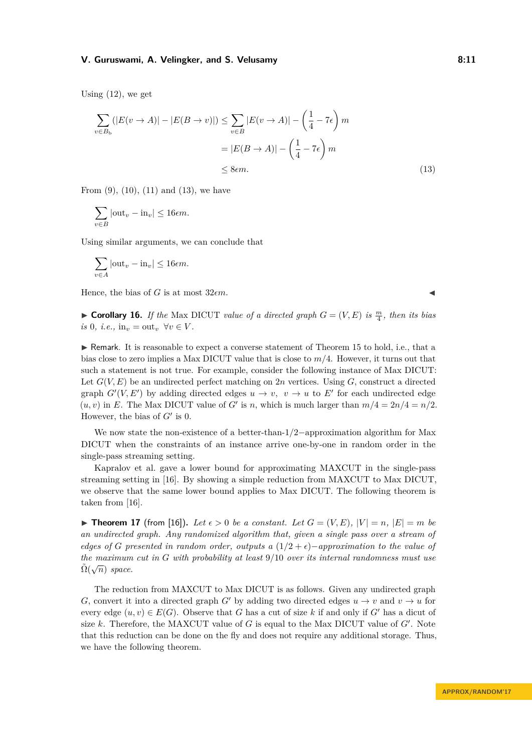Using (12), we get

$$
\begin{aligned}
\sum_{v \in B_b} (|E(v \to A)| - |E(B \to v)|) &\leq \sum_{v \in B} |E(v \to A)| - \left(\frac{1}{4} - 7\epsilon\right) m \\
&= |E(B \to A)| - \left(\frac{1}{4} - 7\epsilon\right) m \\
&\leq 8\epsilon m. 
\end{aligned} \tag{13}
$$

From (9), (10), (11) and (13), we have

$$\sum_{v \in B} |\text{out}_v - \text{in}_v| \leq 16\epsilon m.$$

Using similar arguments, we can conclude that

$$\sum_{v \in A} |\text{out}_v - \text{in}_v| \leq 16\epsilon m.$$

Hence, the bias of $G$ is at most $32\epsilon m$. ◀

▶ **Corollary 16.** *If the* Max DICUT *value of a directed graph* $G = (V, E)$ *is* $\frac{m}{4}$*, then its bias is* 0*, i.e.,* $\text{in}_v = \text{out}_v \ \forall v \in V$.

▶ Remark. It is reasonable to expect a converse statement of Theorem 15 to hold, i.e., that a bias close to zero implies a Max DICUT value that is close to $m/4$. However, it turns out that such a statement is not true. For example, consider the following instance of Max DICUT: Let $G(V, E)$ be an undirected perfect matching on $2n$ vertices. Using $G$, construct a directed graph $G'(V, E')$ by adding directed edges $u \to v$, $v \to u$ to $E'$ for each undirected edge $(u, v)$ in $E$. The Max DICUT value of $G'$ is $n$, which is much larger than $m/4 = 2n/4 = n/2$. However, the bias of $G'$ is 0.

We now state the non-existence of a better-than-$1/2-$approximation algorithm for Max DICUT when the constraints of an instance arrive one-by-one in random order in the single-pass streaming setting.

Kapralov et al. gave a lower bound for approximating MAXCUT in the single-pass streaming setting in [16]. By showing a simple reduction from MAXCUT to Max DICUT, we observe that the same lower bound applies to Max DICUT. The following theorem is taken from [16].

▶ **Theorem 17** (from [16]). *Let* $\epsilon > 0$ *be a constant. Let* $G = (V, E)$*,* $|V| = n$*,* $|E| = m$ *be an undirected graph. Any randomized algorithm that, given a single pass over a stream of edges of* $G$ *presented in random order, outputs a* $(1/2 + \epsilon)-$*approximation to the value of the maximum cut in* $G$ *with probability at least* $9/10$ *over its internal randomness must use* $\tilde{\Omega}(\sqrt{n})$ *space.*

The reduction from MAXCUT to Max DICUT is as follows. Given any undirected graph $G$, convert it into a directed graph $G'$ by adding two directed edges $u \to v$ and $v \to u$ for every edge $(u, v) \in E(G)$. Observe that $G$ has a cut of size $k$ if and only if $G'$ has a dicut of size $k$. Therefore, the MAXCUT value of $G$ is equal to the Max DICUT value of $G'$. Note that this reduction can be done on the fly and does not require any additional storage. Thus, we have the following theorem.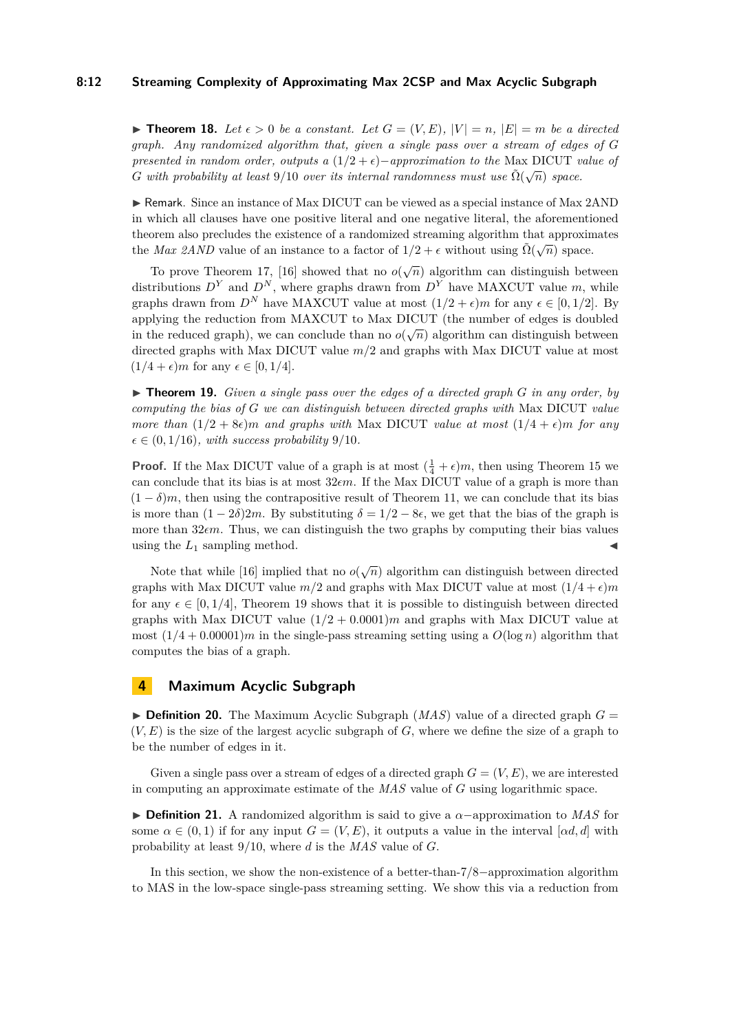▶ **Theorem 18.** *Let $\epsilon > 0$ be a constant. Let $G = (V, E)$, $|V| = n$, $|E| = m$ be a directed graph. Any randomized algorithm that, given a single pass over a stream of edges of $G$ presented in random order, outputs a $(1/2 + \epsilon)-$approximation to the* Max DICUT *value of $G$ with probability at least $9/10$ over its internal randomness must use $\tilde{\Omega}(\sqrt{n})$ space.*

▶ Remark. Since an instance of Max DICUT can be viewed as a special instance of Max 2AND in which all clauses have one positive literal and one negative literal, the aforementioned theorem also precludes the existence of a randomized streaming algorithm that approximates the *Max 2AND* value of an instance to a factor of $1/2 + \epsilon$ without using $\tilde{\Omega}(\sqrt{n})$ space.

To prove Theorem 17, [16] showed that no $o(\sqrt{n})$ algorithm can distinguish between distributions $D^Y$ and $D^N$, where graphs drawn from $D^Y$ have MAXCUT value $m$, while graphs drawn from $D^N$ have MAXCUT value at most $(1/2 + \epsilon)m$ for any $\epsilon \in [0, 1/2]$. By applying the reduction from MAXCUT to Max DICUT (the number of edges is doubled in the reduced graph), we can conclude than no $o(\sqrt{n})$ algorithm can distinguish between directed graphs with Max DICUT value $m/2$ and graphs with Max DICUT value at most $(1/4 + \epsilon)m$ for any $\epsilon \in [0, 1/4]$.

▶ **Theorem 19.** *Given a single pass over the edges of a directed graph $G$ in any order, by computing the bias of $G$ we can distinguish between directed graphs with* Max DICUT *value more than $(1/2 + 8\epsilon)m$ and graphs with* Max DICUT *value at most $(1/4 + \epsilon)m$ for any $\epsilon \in (0, 1/16)$, with success probability $9/10$.*

**Proof.** If the Max DICUT value of a graph is at most $(\frac{1}{4} + \epsilon)m$, then using Theorem 15 we can conclude that its bias is at most $32\epsilon m$. If the Max DICUT value of a graph is more than $(1 - \delta)m$, then using the contrapositive result of Theorem 11, we can conclude that its bias is more than $(1 - 2\delta)2m$. By substituting $\delta = 1/2 - 8\epsilon$, we get that the bias of the graph is more than $32\epsilon m$. Thus, we can distinguish the two graphs by computing their bias values using the $L_1$ sampling method. ◀

Note that while [16] implied that no $o(\sqrt{n})$ algorithm can distinguish between directed graphs with Max DICUT value $m/2$ and graphs with Max DICUT value at most $(1/4 + \epsilon)m$ for any $\epsilon \in [0, 1/4]$, Theorem 19 shows that it is possible to distinguish between directed graphs with Max DICUT value $(1/2 + 0.0001)m$ and graphs with Max DICUT value at most $(1/4 + 0.00001)m$ in the single-pass streaming setting using a $O(\log n)$ algorithm that computes the bias of a graph.

## 4 Maximum Acyclic Subgraph

▶ **Definition 20.** The Maximum Acyclic Subgraph (*MAS*) value of a directed graph $G = (V, E)$ is the size of the largest acyclic subgraph of $G$, where we define the size of a graph to be the number of edges in it.

Given a single pass over a stream of edges of a directed graph $G = (V, E)$, we are interested in computing an approximate estimate of the *MAS* value of $G$ using logarithmic space.

▶ **Definition 21.** A randomized algorithm is said to give a $\alpha-$approximation to *MAS* for some $\alpha \in (0, 1)$ if for any input $G = (V, E)$, it outputs a value in the interval $[\alpha d, d]$ with probability at least $9/10$, where $d$ is the *MAS* value of $G$.

In this section, we show the non-existence of a better-than-$7/8-$approximation algorithm to MAS in the low-space single-pass streaming setting. We show this via a reduction from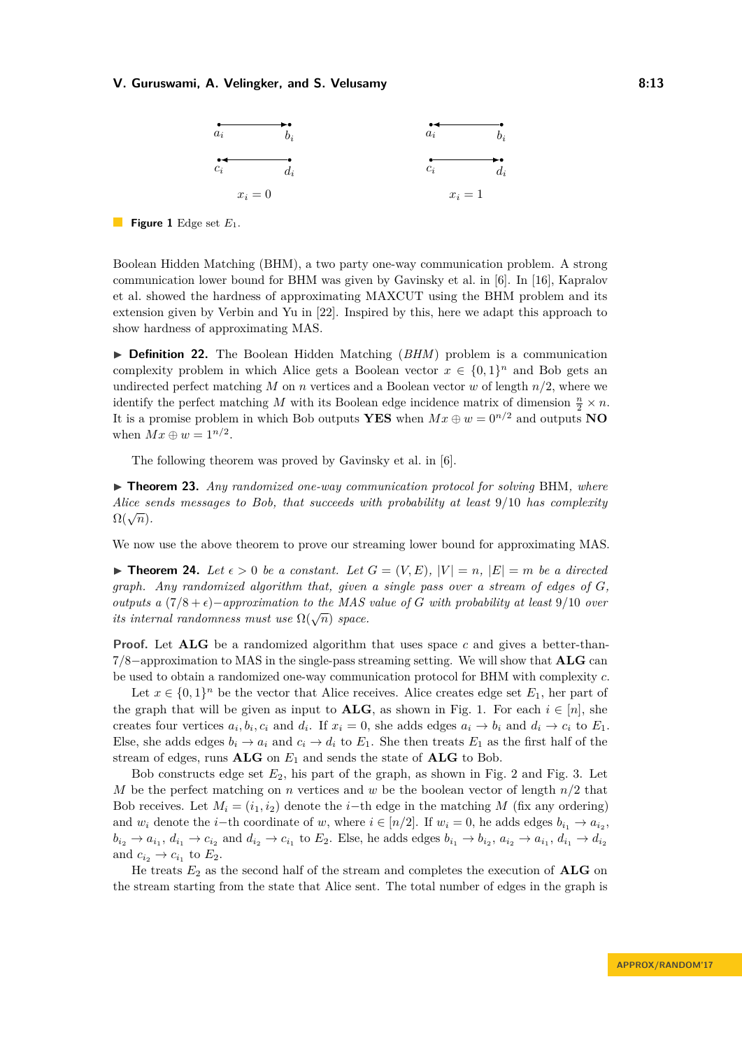**Figure 1** Edge set $E_1$.

Boolean Hidden Matching (BHM), a two party one-way communication problem. A strong communication lower bound for BHM was given by Gavinsky et al. in [6]. In [16], Kapralov et al. showed the hardness of approximating MAXCUT using the BHM problem and its extension given by Verbin and Yu in [22]. Inspired by this, here we adapt this approach to show hardness of approximating MAS.

▶ **Definition 22.** The Boolean Hidden Matching (*BHM*) problem is a communication complexity problem in which Alice gets a Boolean vector $x \in \{0,1\}^n$ and Bob gets an undirected perfect matching $M$ on $n$ vertices and a Boolean vector $w$ of length $n/2$, where we identify the perfect matching $M$ with its Boolean edge incidence matrix of dimension $\frac{n}{2} \times n$. It is a promise problem in which Bob outputs **YES** when $Mx \oplus w = 0^{n/2}$ and outputs **NO** when $Mx \oplus w = 1^{n/2}$.

The following theorem was proved by Gavinsky et al. in [6].

▶ **Theorem 23.** *Any randomized one-way communication protocol for solving* BHM*, where Alice sends messages to Bob, that succeeds with probability at least* $9/10$ *has complexity* $\Omega(\sqrt{n})$.

We now use the above theorem to prove our streaming lower bound for approximating MAS.

▶ **Theorem 24.** *Let* $\epsilon > 0$ *be a constant. Let* $G = (V, E)$, $|V| = n$, $|E| = m$ *be a directed graph. Any randomized algorithm that, given a single pass over a stream of edges of* $G$*, outputs a* $(7/8 + \epsilon)-$*approximation to the MAS value of* $G$ *with probability at least* $9/10$ *over its internal randomness must use* $\Omega(\sqrt{n})$ *space.*

**Proof.** Let **ALG** be a randomized algorithm that uses space $c$ and gives a better-than-$7/8-$approximation to MAS in the single-pass streaming setting. We will show that **ALG** can be used to obtain a randomized one-way communication protocol for BHM with complexity $c$.

Let $x \in \{0,1\}^n$ be the vector that Alice receives. Alice creates edge set $E_1$, her part of the graph that will be given as input to **ALG**, as shown in Fig. 1. For each $i \in [n]$, she creates four vertices $a_i, b_i, c_i$ and $d_i$. If $x_i = 0$, she adds edges $a_i \to b_i$ and $d_i \to c_i$ to $E_1$. Else, she adds edges $b_i \to a_i$ and $c_i \to d_i$ to $E_1$. She then treats $E_1$ as the first half of the stream of edges, runs **ALG** on $E_1$ and sends the state of **ALG** to Bob.

Bob constructs edge set $E_2$, his part of the graph, as shown in Fig. 2 and Fig. 3. Let $M$ be the perfect matching on $n$ vertices and $w$ be the boolean vector of length $n/2$ that Bob receives. Let $M_i = (i_1, i_2)$ denote the $i-$th edge in the matching $M$ (fix any ordering) and $w_i$ denote the $i-$th coordinate of $w$, where $i \in [n/2]$. If $w_i = 0$, he adds edges $b_{i_1} \to a_{i_2}$, $b_{i_2} \to a_{i_1}$, $d_{i_1} \to c_{i_2}$ and $d_{i_2} \to c_{i_1}$ to $E_2$. Else, he adds edges $b_{i_1} \to b_{i_2}$, $a_{i_2} \to a_{i_1}$, $d_{i_1} \to d_{i_2}$ and $c_{i_2} \to c_{i_1}$ to $E_2$.

He treats $E_2$ as the second half of the stream and completes the execution of **ALG** on the stream starting from the state that Alice sent. The total number of edges in the graph is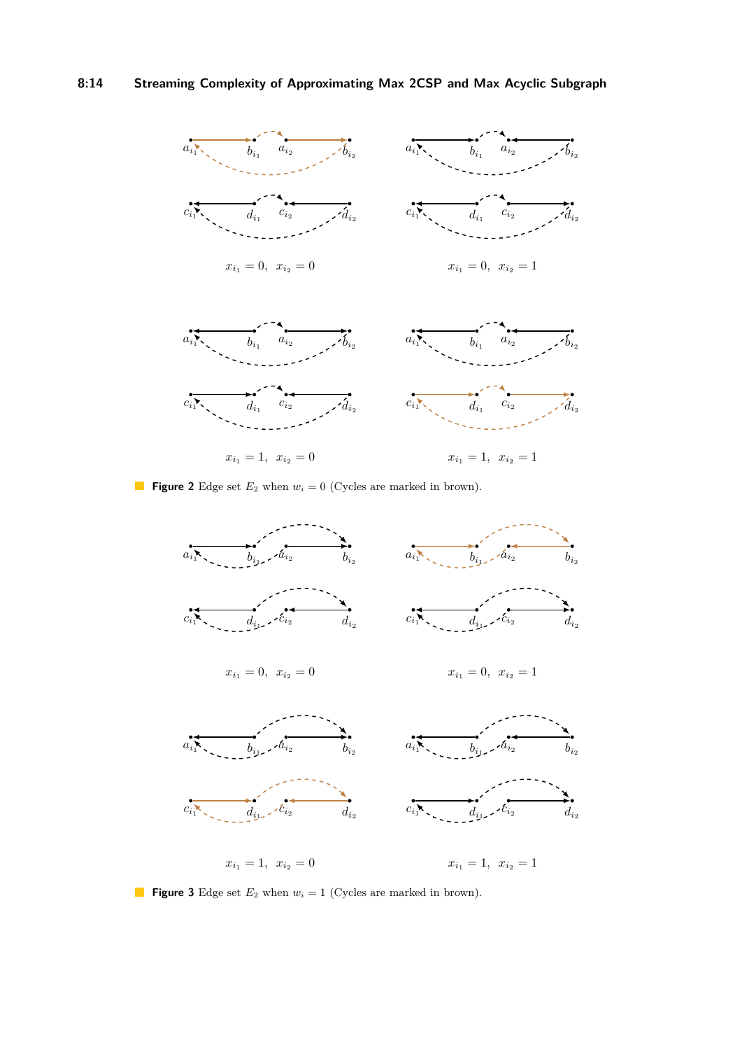$x_{i_1} = 0, \;\; x_{i_2} = 0$

$x_{i_1} = 0, \;\; x_{i_2} = 1$

$x_{i_1} = 1, \;\; x_{i_2} = 0$

$x_{i_1} = 1, \;\; x_{i_2} = 1$

**Figure 2** Edge set $E_2$ when $w_i = 0$ (Cycles are marked in brown).

$x_{i_1} = 0, \;\; x_{i_2} = 0$

$x_{i_1} = 0, \;\; x_{i_2} = 1$

$x_{i_1} = 1, \;\; x_{i_2} = 0$

$x_{i_1} = 1, \;\; x_{i_2} = 1$

**Figure 3** Edge set $E_2$ when $w_i = 1$ (Cycles are marked in brown).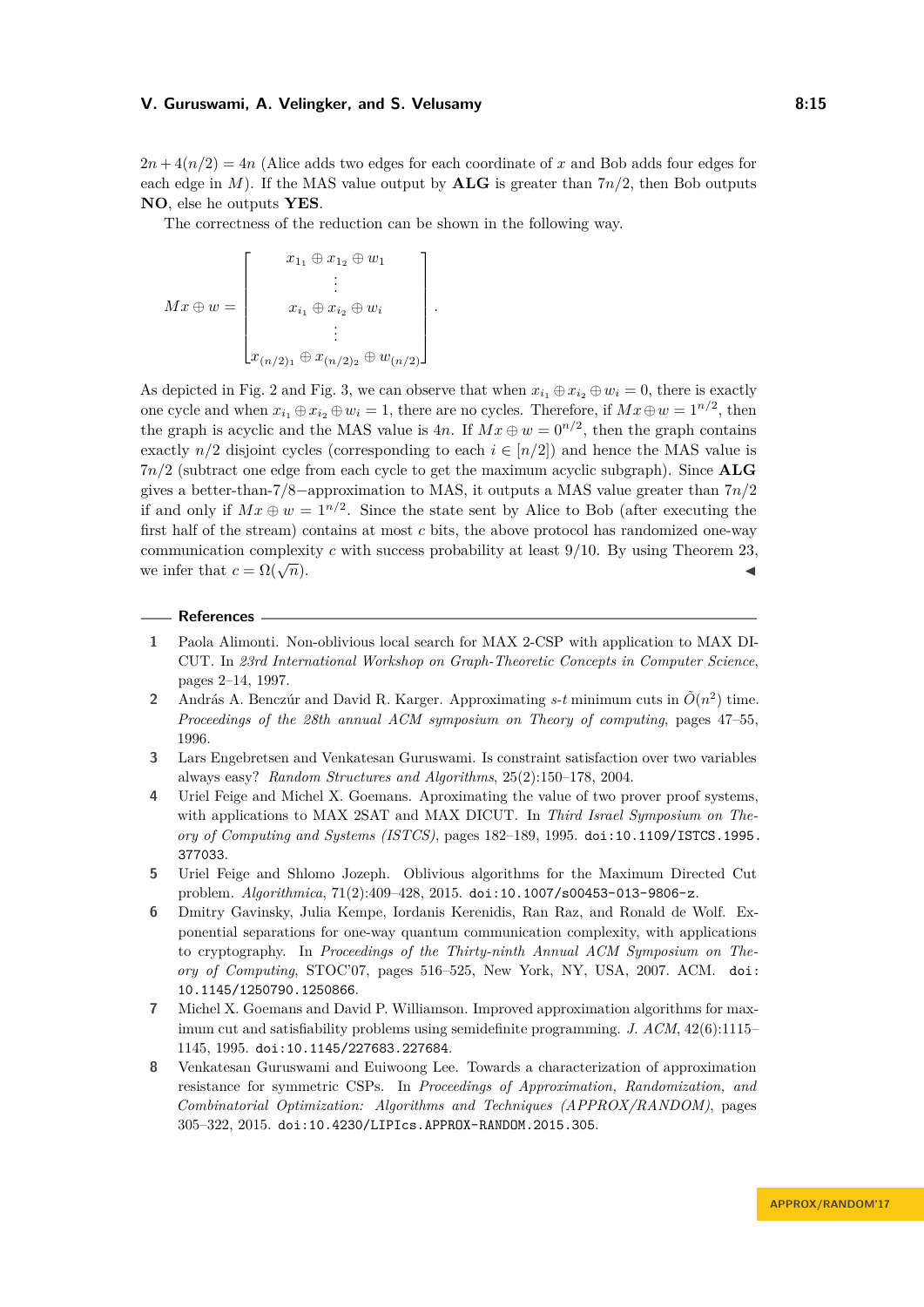$2n + 4(n/2) = 4n$ (Alice adds two edges for each coordinate of $x$ and Bob adds four edges for each edge in $M$). If the MAS value output by **ALG** is greater than $7n/2$, then Bob outputs **NO**, else he outputs **YES**.

The correctness of the reduction can be shown in the following way.

$$Mx \oplus w = \begin{bmatrix} x_{1_1} \oplus x_{1_2} \oplus w_1 \\ \vdots \\ x_{i_1} \oplus x_{i_2} \oplus w_i \\ \vdots \\ x_{(n/2)_1} \oplus x_{(n/2)_2} \oplus w_{(n/2)} \end{bmatrix}.$$

As depicted in Fig. 2 and Fig. 3, we can observe that when $x_{i_1} \oplus x_{i_2} \oplus w_i = 0$, there is exactly one cycle and when $x_{i_1} \oplus x_{i_2} \oplus w_i = 1$, there are no cycles. Therefore, if $Mx \oplus w = 1^{n/2}$, then the graph is acyclic and the MAS value is $4n$. If $Mx \oplus w = 0^{n/2}$, then the graph contains exactly $n/2$ disjoint cycles (corresponding to each $i \in [n/2]$) and hence the MAS value is $7n/2$ (subtract one edge from each cycle to get the maximum acyclic subgraph). Since **ALG** gives a better-than-7/8−approximation to MAS, it outputs a MAS value greater than $7n/2$ if and only if $Mx \oplus w = 1^{n/2}$. Since the state sent by Alice to Bob (after executing the first half of the stream) contains at most $c$ bits, the above protocol has randomized one-way communication complexity $c$ with success probability at least $9/10$. By using Theorem 23, we infer that $c = \Omega(\sqrt{n})$. ◀

## References

1. Paola Alimonti. Non-oblivious local search for MAX 2-CSP with application to MAX DICUT. In *23rd International Workshop on Graph-Theoretic Concepts in Computer Science*, pages 2–14, 1997.
2. András A. Benczúr and David R. Karger. Approximating $s$-$t$ minimum cuts in $\tilde{O}(n^2)$ time. *Proceedings of the 28th annual ACM symposium on Theory of computing*, pages 47–55, 1996.
3. Lars Engebretsen and Venkatesan Guruswami. Is constraint satisfaction over two variables always easy? *Random Structures and Algorithms*, 25(2):150–178, 2004.
4. Uriel Feige and Michel X. Goemans. Aproximating the value of two prover proof systems, with applications to MAX 2SAT and MAX DICUT. In *Third Israel Symposium on Theory of Computing and Systems (ISTCS)*, pages 182–189, 1995. doi:10.1109/ISTCS.1995.377033.
5. Uriel Feige and Shlomo Jozeph. Oblivious algorithms for the Maximum Directed Cut problem. *Algorithmica*, 71(2):409–428, 2015. doi:10.1007/s00453-013-9806-z.
6. Dmitry Gavinsky, Julia Kempe, Iordanis Kerenidis, Ran Raz, and Ronald de Wolf. Exponential separations for one-way quantum communication complexity, with applications to cryptography. In *Proceedings of the Thirty-ninth Annual ACM Symposium on Theory of Computing*, STOC'07, pages 516–525, New York, NY, USA, 2007. ACM. doi:10.1145/1250790.1250866.
7. Michel X. Goemans and David P. Williamson. Improved approximation algorithms for maximum cut and satisfiability problems using semidefinite programming. *J. ACM*, 42(6):1115–1145, 1995. doi:10.1145/227683.227684.
8. Venkatesan Guruswami and Euiwoong Lee. Towards a characterization of approximation resistance for symmetric CSPs. In *Proceedings of Approximation, Randomization, and Combinatorial Optimization: Algorithms and Techniques (APPROX/RANDOM)*, pages 305–322, 2015. doi:10.4230/LIPIcs.APPROX-RANDOM.2015.305.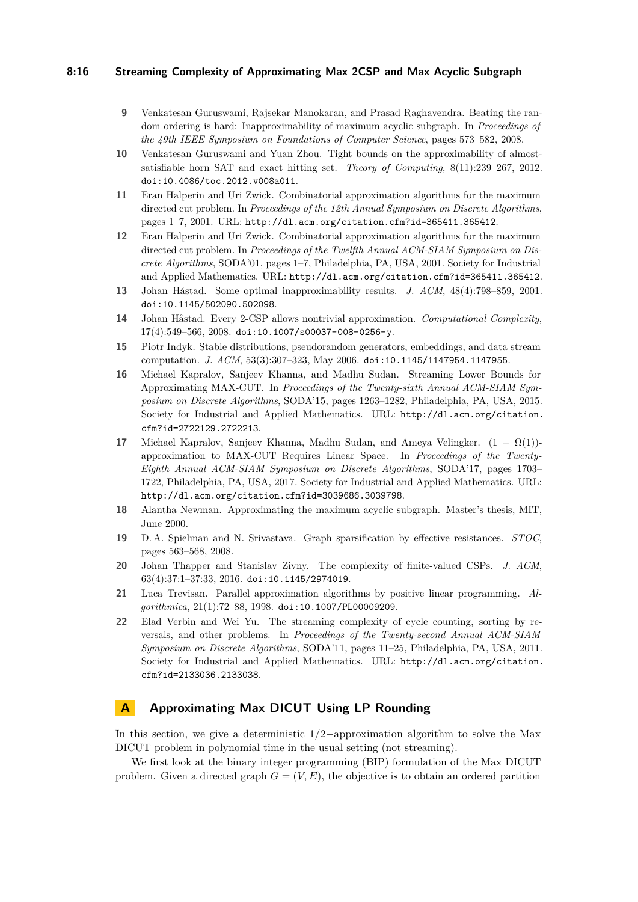**9** Venkatesan Guruswami, Rajsekar Manokaran, and Prasad Raghavendra. Beating the random ordering is hard: Inapproximability of maximum acyclic subgraph. In *Proceedings of the 49th IEEE Symposium on Foundations of Computer Science*, pages 573–582, 2008.

**10** Venkatesan Guruswami and Yuan Zhou. Tight bounds on the approximability of almost-satisfiable horn SAT and exact hitting set. *Theory of Computing*, 8(11):239–267, 2012. doi:10.4086/toc.2012.v008a011.

**11** Eran Halperin and Uri Zwick. Combinatorial approximation algorithms for the maximum directed cut problem. In *Proceedings of the 12th Annual Symposium on Discrete Algorithms*, pages 1–7, 2001. URL: http://dl.acm.org/citation.cfm?id=365411.365412.

**12** Eran Halperin and Uri Zwick. Combinatorial approximation algorithms for the maximum directed cut problem. In *Proceedings of the Twelfth Annual ACM-SIAM Symposium on Discrete Algorithms*, SODA'01, pages 1–7, Philadelphia, PA, USA, 2001. Society for Industrial and Applied Mathematics. URL: http://dl.acm.org/citation.cfm?id=365411.365412.

**13** Johan Håstad. Some optimal inapproximability results. *J. ACM*, 48(4):798–859, 2001. doi:10.1145/502090.502098.

**14** Johan Håstad. Every 2-CSP allows nontrivial approximation. *Computational Complexity*, 17(4):549–566, 2008. doi:10.1007/s00037-008-0256-y.

**15** Piotr Indyk. Stable distributions, pseudorandom generators, embeddings, and data stream computation. *J. ACM*, 53(3):307–323, May 2006. doi:10.1145/1147954.1147955.

**16** Michael Kapralov, Sanjeev Khanna, and Madhu Sudan. Streaming Lower Bounds for Approximating MAX-CUT. In *Proceedings of the Twenty-sixth Annual ACM-SIAM Symposium on Discrete Algorithms*, SODA'15, pages 1263–1282, Philadelphia, PA, USA, 2015. Society for Industrial and Applied Mathematics. URL: http://dl.acm.org/citation.cfm?id=2722129.2722213.

**17** Michael Kapralov, Sanjeev Khanna, Madhu Sudan, and Ameya Velingker. $(1 + \Omega(1))$-approximation to MAX-CUT Requires Linear Space. In *Proceedings of the Twenty-Eighth Annual ACM-SIAM Symposium on Discrete Algorithms*, SODA'17, pages 1703–1722, Philadelphia, PA, USA, 2017. Society for Industrial and Applied Mathematics. URL: http://dl.acm.org/citation.cfm?id=3039686.3039798.

**18** Alantha Newman. Approximating the maximum acyclic subgraph. Master's thesis, MIT, June 2000.

**19** D. A. Spielman and N. Srivastava. Graph sparsification by effective resistances. *STOC*, pages 563–568, 2008.

**20** Johan Thapper and Stanislav Zivny. The complexity of finite-valued CSPs. *J. ACM*, 63(4):37:1–37:33, 2016. doi:10.1145/2974019.

**21** Luca Trevisan. Parallel approximation algorithms by positive linear programming. *Algorithmica*, 21(1):72–88, 1998. doi:10.1007/PL00009209.

**22** Elad Verbin and Wei Yu. The streaming complexity of cycle counting, sorting by reversals, and other problems. In *Proceedings of the Twenty-second Annual ACM-SIAM Symposium on Discrete Algorithms*, SODA'11, pages 11–25, Philadelphia, PA, USA, 2011. Society for Industrial and Applied Mathematics. URL: http://dl.acm.org/citation.cfm?id=2133036.2133038.

# A Approximating Max DICUT Using LP Rounding

In this section, we give a deterministic $1/2-$approximation algorithm to solve the Max DICUT problem in polynomial time in the usual setting (not streaming).

We first look at the binary integer programming (BIP) formulation of the Max DICUT problem. Given a directed graph $G = (V, E)$, the objective is to obtain an ordered partition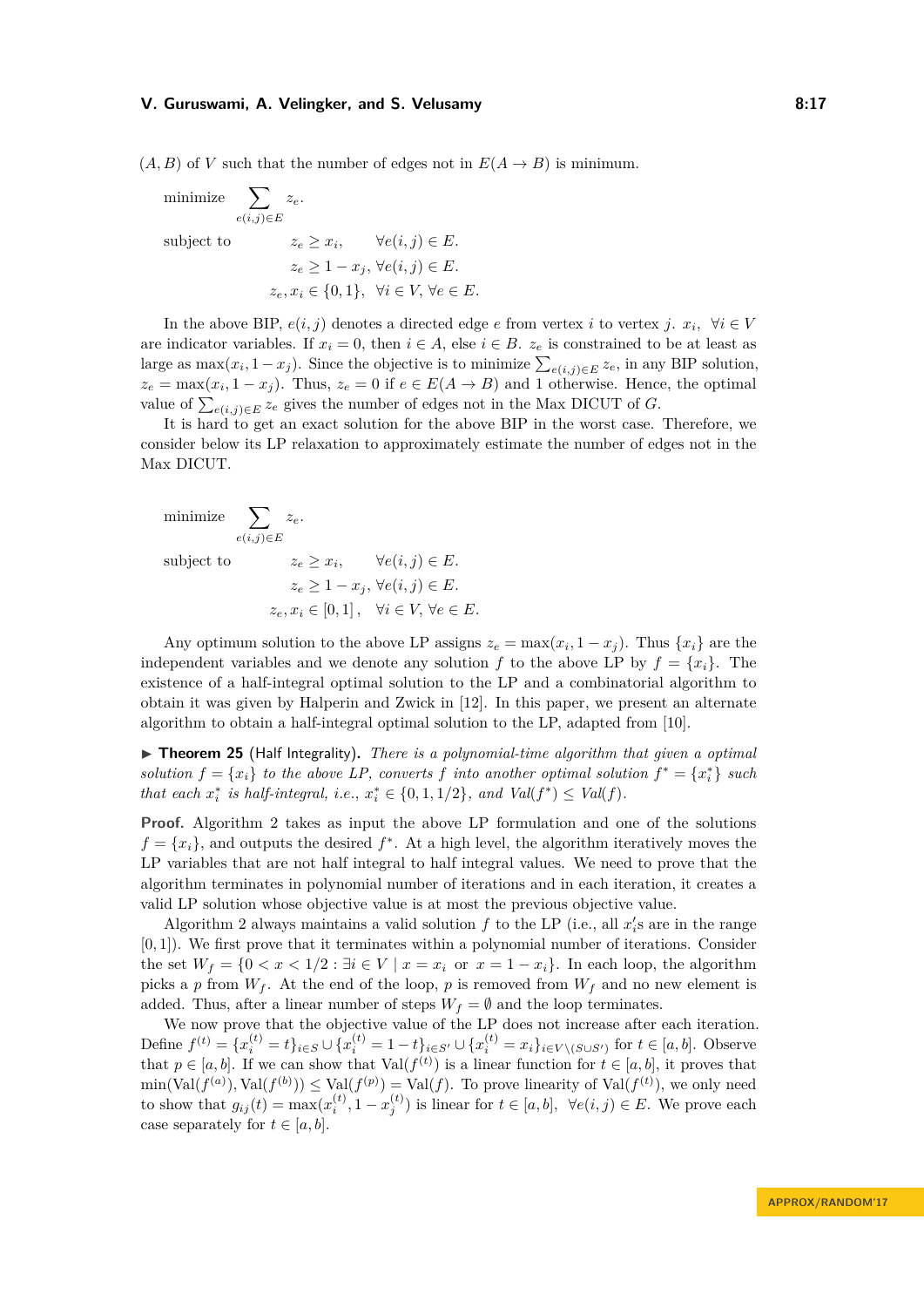$(A, B)$ of $V$ such that the number of edges not in $E(A \to B)$ is minimum.

$$
\begin{aligned}
\text{minimize} \quad & \sum_{e(i,j) \in E} z_e. \\
\text{subject to} \quad & z_e \geq x_i, \qquad \forall e(i,j) \in E. \\
& z_e \geq 1 - x_j, \ \forall e(i,j) \in E. \\
& z_e, x_i \in \{0, 1\}, \quad \forall i \in V, \forall e \in E.
\end{aligned}
$$

In the above BIP, $e(i,j)$ denotes a directed edge $e$ from vertex $i$ to vertex $j$. $x_i$, $\forall i \in V$ are indicator variables. If $x_i = 0$, then $i \in A$, else $i \in B$. $z_e$ is constrained to be at least as large as $\max(x_i, 1 - x_j)$. Since the objective is to minimize $\sum_{e(i,j) \in E} z_e$, in any BIP solution, $z_e = \max(x_i, 1 - x_j)$. Thus, $z_e = 0$ if $e \in E(A \to B)$ and 1 otherwise. Hence, the optimal value of $\sum_{e(i,j) \in E} z_e$ gives the number of edges not in the Max DICUT of $G$.

It is hard to get an exact solution for the above BIP in the worst case. Therefore, we consider below its LP relaxation to approximately estimate the number of edges not in the Max DICUT.

$$
\begin{aligned}
\text{minimize} \quad & \sum_{e(i,j) \in E} z_e. \\
\text{subject to} \quad & z_e \geq x_i, \qquad \forall e(i,j) \in E. \\
& z_e \geq 1 - x_j, \ \forall e(i,j) \in E. \\
& z_e, x_i \in [0, 1], \quad \forall i \in V, \forall e \in E.
\end{aligned}
$$

Any optimum solution to the above LP assigns $z_e = \max(x_i, 1 - x_j)$. Thus $\{x_i\}$ are the independent variables and we denote any solution $f$ to the above LP by $f = \{x_i\}$. The existence of a half-integral optimal solution to the LP and a combinatorial algorithm to obtain it was given by Halperin and Zwick in [12]. In this paper, we present an alternate algorithm to obtain a half-integral optimal solution to the LP, adapted from [10].

▶ **Theorem 25** (Half Integrality). *There is a polynomial-time algorithm that given a optimal solution $f = \{x_i\}$ to the above LP, converts $f$ into another optimal solution $f^* = \{x_i^*\}$ such that each $x_i^*$ is half-integral, i.e., $x_i^* \in \{0, 1, 1/2\}$, and $Val(f^*) \leq Val(f)$.*

**Proof.** Algorithm 2 takes as input the above LP formulation and one of the solutions $f = \{x_i\}$, and outputs the desired $f^*$. At a high level, the algorithm iteratively moves the LP variables that are not half integral to half integral values. We need to prove that the algorithm terminates in polynomial number of iterations and in each iteration, it creates a valid LP solution whose objective value is at most the previous objective value.

Algorithm 2 always maintains a valid solution $f$ to the LP (i.e., all $x_i'$s are in the range $[0, 1]$). We first prove that it terminates within a polynomial number of iterations. Consider the set $W_f = \{0 < x < 1/2 : \exists i \in V \mid x = x_i \text{ or } x = 1 - x_i\}$. In each loop, the algorithm picks a $p$ from $W_f$. At the end of the loop, $p$ is removed from $W_f$ and no new element is added. Thus, after a linear number of steps $W_f = \emptyset$ and the loop terminates.

We now prove that the objective value of the LP does not increase after each iteration. Define $f^{(t)} = \{x_i^{(t)} = t\}_{i \in S} \cup \{x_i^{(t)} = 1 - t\}_{i \in S'} \cup \{x_i^{(t)} = x_i\}_{i \in V \setminus (S \cup S')}$ for $t \in [a, b]$. Observe that $p \in [a, b]$. If we can show that $\text{Val}(f^{(t)})$ is a linear function for $t \in [a, b]$, it proves that $\min(\text{Val}(f^{(a)}), \text{Val}(f^{(b)})) \leq \text{Val}(f^{(p)}) = \text{Val}(f)$. To prove linearity of $\text{Val}(f^{(t)})$, we only need to show that $g_{ij}(t) = \max(x_i^{(t)}, 1 - x_j^{(t)})$ is linear for $t \in [a, b]$, $\forall e(i,j) \in E$. We prove each case separately for $t \in [a, b]$.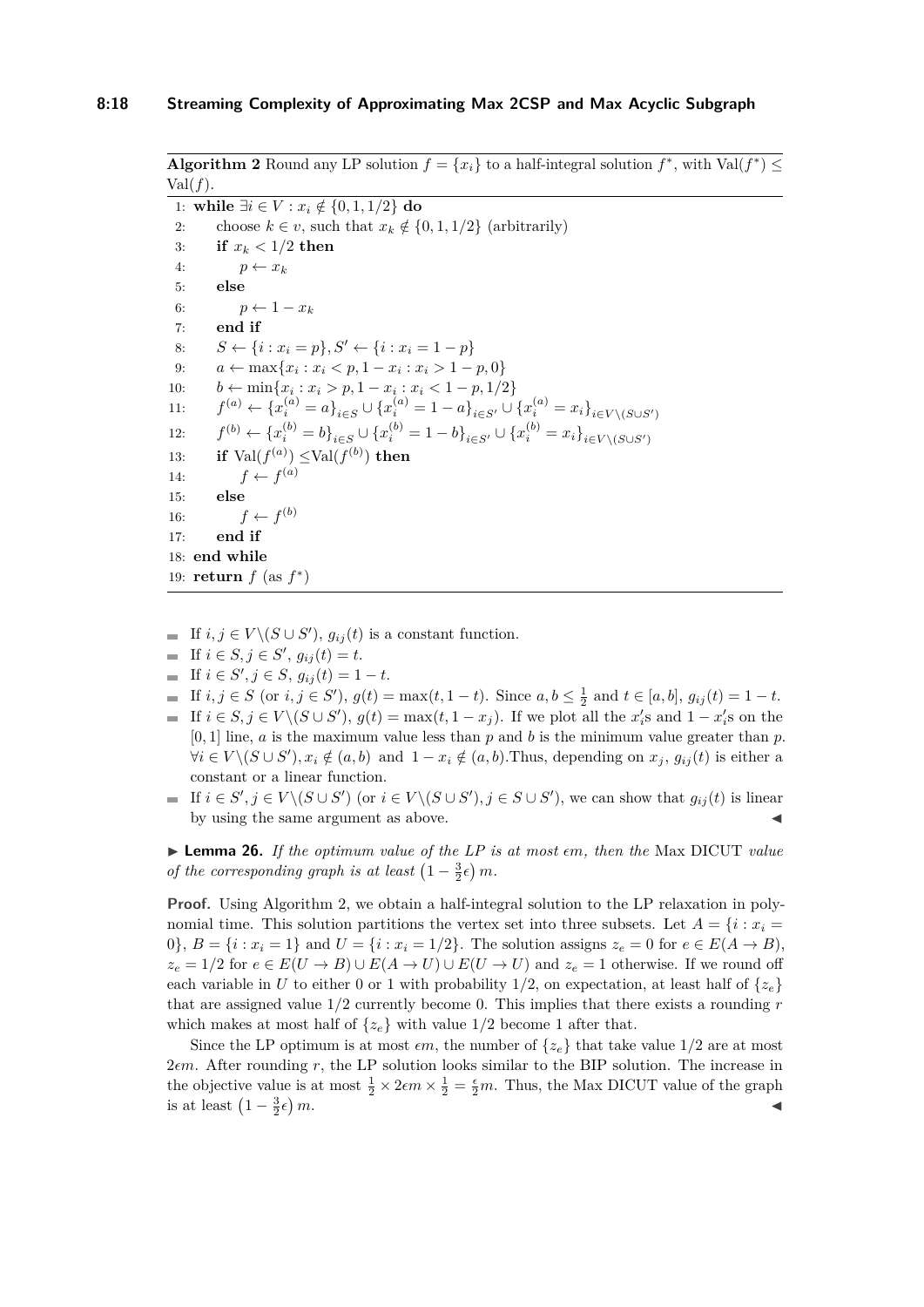**Algorithm 2** Round any LP solution $f = \{x_i\}$ to a half-integral solution $f^*$, with $\text{Val}(f^*) \leq \text{Val}(f)$.

```
1: while ∃i ∈ V : x_i ∉ {0, 1, 1/2} do
2:     choose k ∈ v, such that x_k ∉ {0, 1, 1/2} (arbitrarily)
3:     if x_k < 1/2 then
4:         p ← x_k
5:     else
6:         p ← 1 − x_k
7:     end if
8:     S ← {i : x_i = p}, S′ ← {i : x_i = 1 − p}
9:     a ← max{x_i : x_i < p, 1 − x_i : x_i > 1 − p, 0}
10:    b ← min{x_i : x_i > p, 1 − x_i : x_i < 1 − p, 1/2}
11:    f^(a) ← {x_i^(a) = a}_{i∈S} ∪ {x_i^(a) = 1 − a}_{i∈S′} ∪ {x_i^(a) = x_i}_{i∈V\(S∪S′)}
12:    f^(b) ← {x_i^(b) = b}_{i∈S} ∪ {x_i^(b) = 1 − b}_{i∈S′} ∪ {x_i^(b) = x_i}_{i∈V\(S∪S′)}
13:    if Val(f^(a)) ≤ Val(f^(b)) then
14:        f ← f^(a)
15:    else
16:        f ← f^(b)
17:    end if
18: end while
19: return f (as f*)
```

- If $i, j \in V \backslash (S \cup S')$, $g_{ij}(t)$ is a constant function.
- If $i \in S, j \in S'$, $g_{ij}(t) = t$.
- If $i \in S', j \in S$, $g_{ij}(t) = 1 - t$.
- If $i, j \in S$ (or $i, j \in S'$), $g(t) = \max(t, 1-t)$. Since $a, b \leq \frac{1}{2}$ and $t \in [a, b]$, $g_{ij}(t) = 1 - t$.
- If $i \in S, j \in V \backslash (S \cup S')$, $g(t) = \max(t, 1 - x_j)$. If we plot all the $x_i'$s and $1 - x_i'$s on the $[0, 1]$ line, $a$ is the maximum value less than $p$ and $b$ is the minimum value greater than $p$. $\forall i \in V \backslash (S \cup S'), x_i \notin (a, b)$ and $1 - x_i \notin (a, b)$.Thus, depending on $x_j$, $g_{ij}(t)$ is either a constant or a linear function.
- If $i \in S', j \in V \backslash (S \cup S')$ (or $i \in V \backslash (S \cup S'), j \in S \cup S'$), we can show that $g_{ij}(t)$ is linear by using the same argument as above. ◀

▶ **Lemma 26.** *If the optimum value of the LP is at most $\epsilon m$, then the* Max DICUT *value of the corresponding graph is at least $\left(1 - \frac{3}{2}\epsilon\right) m$.*

**Proof.** Using Algorithm 2, we obtain a half-integral solution to the LP relaxation in polynomial time. This solution partitions the vertex set into three subsets. Let $A = \{i : x_i = 0\}$, $B = \{i : x_i = 1\}$ and $U = \{i : x_i = 1/2\}$. The solution assigns $z_e = 0$ for $e \in E(A \to B)$, $z_e = 1/2$ for $e \in E(U \to B) \cup E(A \to U) \cup E(U \to U)$ and $z_e = 1$ otherwise. If we round off each variable in $U$ to either 0 or 1 with probability $1/2$, on expectation, at least half of $\{z_e\}$ that are assigned value $1/2$ currently become 0. This implies that there exists a rounding $r$ which makes at most half of $\{z_e\}$ with value $1/2$ become 1 after that.

Since the LP optimum is at most $\epsilon m$, the number of $\{z_e\}$ that take value $1/2$ are at most $2\epsilon m$. After rounding $r$, the LP solution looks similar to the BIP solution. The increase in the objective value is at most $\frac{1}{2} \times 2\epsilon m \times \frac{1}{2} = \frac{\epsilon}{2} m$. Thus, the Max DICUT value of the graph is at least $\left(1 - \frac{3}{2}\epsilon\right) m$. ◀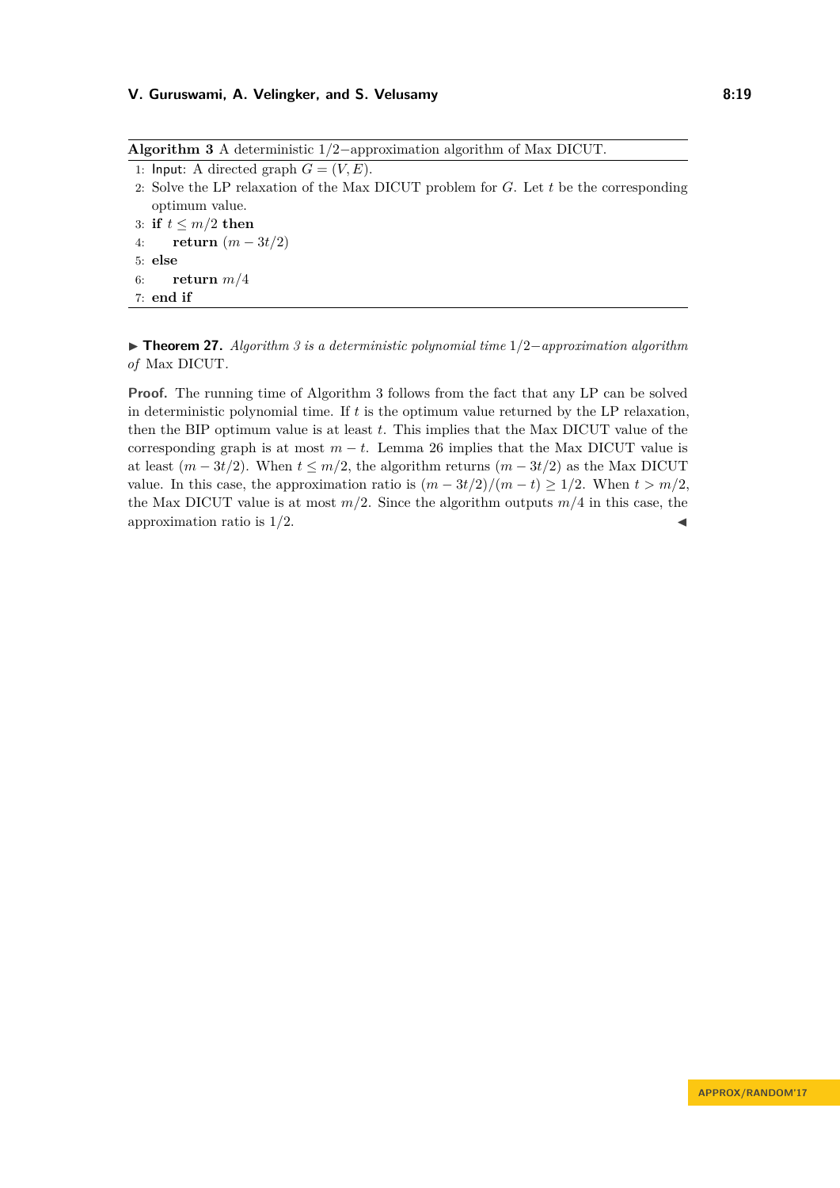**Algorithm 3** A deterministic $1/2-$approximation algorithm of Max DICUT.

1: Input: A directed graph $G = (V, E)$.
2: Solve the LP relaxation of the Max DICUT problem for $G$. Let $t$ be the corresponding optimum value.
3: **if** $t \leq m/2$ **then**
4: &nbsp;&nbsp;&nbsp;&nbsp;**return** $(m - 3t/2)$
5: **else**
6: &nbsp;&nbsp;&nbsp;&nbsp;**return** $m/4$
7: **end if**

▶ **Theorem 27.** *Algorithm 3 is a deterministic polynomial time $1/2-$approximation algorithm of* Max DICUT.

**Proof.** The running time of Algorithm 3 follows from the fact that any LP can be solved in deterministic polynomial time. If $t$ is the optimum value returned by the LP relaxation, then the BIP optimum value is at least $t$. This implies that the Max DICUT value of the corresponding graph is at most $m - t$. Lemma 26 implies that the Max DICUT value is at least $(m - 3t/2)$. When $t \leq m/2$, the algorithm returns $(m - 3t/2)$ as the Max DICUT value. In this case, the approximation ratio is $(m - 3t/2)/(m - t) \geq 1/2$. When $t > m/2$, the Max DICUT value is at most $m/2$. Since the algorithm outputs $m/4$ in this case, the approximation ratio is $1/2$. ◀